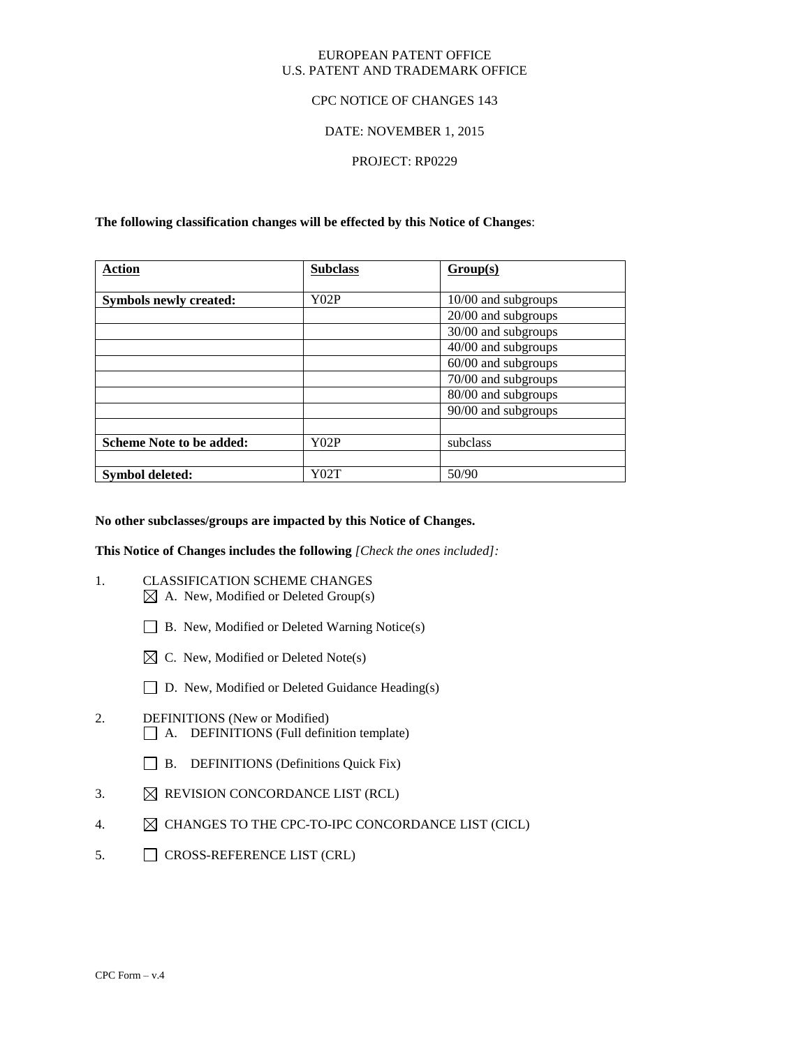EUROPEAN PATENT OFFICE
U.S. PATENT AND TRADEMARK OFFICE

CPC NOTICE OF CHANGES 143

DATE: NOVEMBER 1, 2015

PROJECT: RP0229

**The following classification changes will be effected by this Notice of Changes**:

| Action | Subclass | Group(s) |
|---|---|---|
| **Symbols newly created:** | Y02P | 10/00 and subgroups |
| | | 20/00 and subgroups |
| | | 30/00 and subgroups |
| | | 40/00 and subgroups |
| | | 60/00 and subgroups |
| | | 70/00 and subgroups |
| | | 80/00 and subgroups |
| | | 90/00 and subgroups |
| | | |
| **Scheme Note to be added:** | Y02P | subclass |
| | | |
| **Symbol deleted:** | Y02T | 50/90 |

**No other subclasses/groups are impacted by this Notice of Changes.**

**This Notice of Changes includes the following** *[Check the ones included]:*

1. CLASSIFICATION SCHEME CHANGES
   - ☒ A. New, Modified or Deleted Group(s)
   - ☐ B. New, Modified or Deleted Warning Notice(s)
   - ☒ C. New, Modified or Deleted Note(s)
   - ☐ D. New, Modified or Deleted Guidance Heading(s)
2. DEFINITIONS (New or Modified)
   - ☐ A. DEFINITIONS (Full definition template)
   - ☐ B. DEFINITIONS (Definitions Quick Fix)
3. ☒ REVISION CONCORDANCE LIST (RCL)
4. ☒ CHANGES TO THE CPC-TO-IPC CONCORDANCE LIST (CICL)
5. ☐ CROSS-REFERENCE LIST (CRL)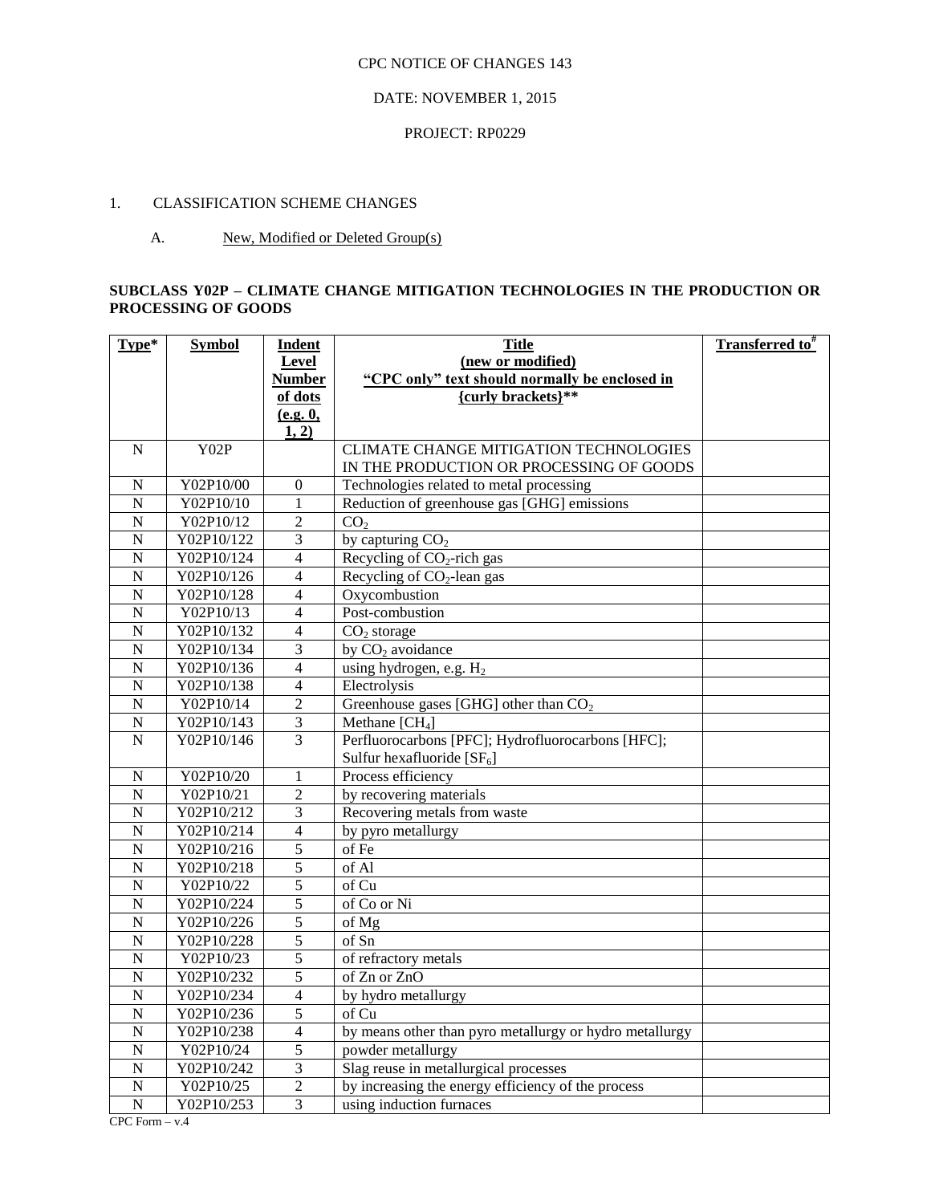CPC NOTICE OF CHANGES 143

DATE: NOVEMBER 1, 2015

PROJECT: RP0229

1. CLASSIFICATION SCHEME CHANGES

A. New, Modified or Deleted Group(s)

**SUBCLASS Y02P – CLIMATE CHANGE MITIGATION TECHNOLOGIES IN THE PRODUCTION OR PROCESSING OF GOODS**

| Type* | Symbol | Indent Level Number of dots (e.g. 0, 1, 2) | Title (new or modified) "CPC only" text should normally be enclosed in {curly brackets}** | Transferred to# |
|---|---|---|---|---|
| N | Y02P | | CLIMATE CHANGE MITIGATION TECHNOLOGIES IN THE PRODUCTION OR PROCESSING OF GOODS | |
| N | Y02P10/00 | 0 | Technologies related to metal processing | |
| N | Y02P10/10 | 1 | Reduction of greenhouse gas [GHG] emissions | |
| N | Y02P10/12 | 2 | $CO_2$ | |
| N | Y02P10/122 | 3 | by capturing $CO_2$ | |
| N | Y02P10/124 | 4 | Recycling of $CO_2$-rich gas | |
| N | Y02P10/126 | 4 | Recycling of $CO_2$-lean gas | |
| N | Y02P10/128 | 4 | Oxycombustion | |
| N | Y02P10/13 | 4 | Post-combustion | |
| N | Y02P10/132 | 4 | $CO_2$ storage | |
| N | Y02P10/134 | 3 | by $CO_2$ avoidance | |
| N | Y02P10/136 | 4 | using hydrogen, e.g. $H_2$ | |
| N | Y02P10/138 | 4 | Electrolysis | |
| N | Y02P10/14 | 2 | Greenhouse gases [GHG] other than $CO_2$ | |
| N | Y02P10/143 | 3 | Methane [$CH_4$] | |
| N | Y02P10/146 | 3 | Perfluorocarbons [PFC]; Hydrofluorocarbons [HFC]; Sulfur hexafluoride [$SF_6$] | |
| N | Y02P10/20 | 1 | Process efficiency | |
| N | Y02P10/21 | 2 | by recovering materials | |
| N | Y02P10/212 | 3 | Recovering metals from waste | |
| N | Y02P10/214 | 4 | by pyro metallurgy | |
| N | Y02P10/216 | 5 | of Fe | |
| N | Y02P10/218 | 5 | of Al | |
| N | Y02P10/22 | 5 | of Cu | |
| N | Y02P10/224 | 5 | of Co or Ni | |
| N | Y02P10/226 | 5 | of Mg | |
| N | Y02P10/228 | 5 | of Sn | |
| N | Y02P10/23 | 5 | of refractory metals | |
| N | Y02P10/232 | 5 | of Zn or ZnO | |
| N | Y02P10/234 | 4 | by hydro metallurgy | |
| N | Y02P10/236 | 5 | of Cu | |
| N | Y02P10/238 | 4 | by means other than pyro metallurgy or hydro metallurgy | |
| N | Y02P10/24 | 5 | powder metallurgy | |
| N | Y02P10/242 | 3 | Slag reuse in metallurgical processes | |
| N | Y02P10/25 | 2 | by increasing the energy efficiency of the process | |
| N | Y02P10/253 | 3 | using induction furnaces | |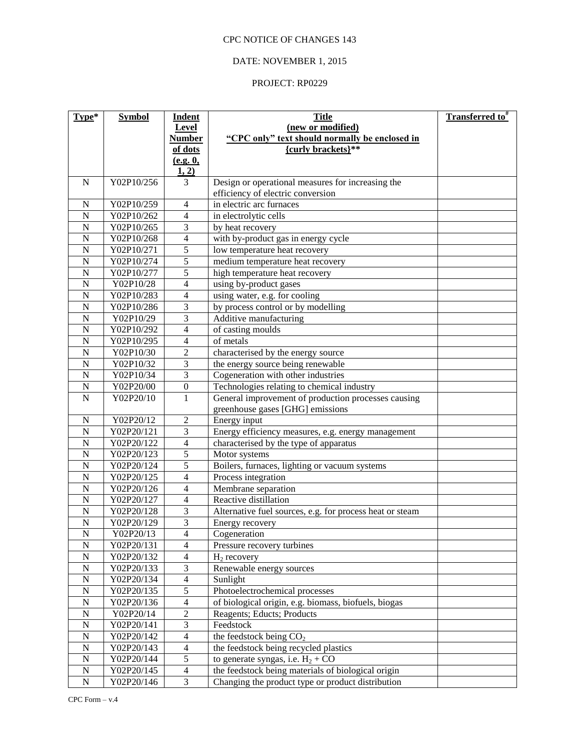CPC NOTICE OF CHANGES 143

DATE: NOVEMBER 1, 2015

PROJECT: RP0229

| Type* | Symbol | Indent Level Number of dots (e.g. 0, 1, 2) | Title (new or modified) "CPC only" text should normally be enclosed in {curly brackets}** | Transferred to# |
|---|---|---|---|---|
| N | Y02P10/256 | 3 | Design or operational measures for increasing the efficiency of electric conversion | |
| N | Y02P10/259 | 4 | in electric arc furnaces | |
| N | Y02P10/262 | 4 | in electrolytic cells | |
| N | Y02P10/265 | 3 | by heat recovery | |
| N | Y02P10/268 | 4 | with by-product gas in energy cycle | |
| N | Y02P10/271 | 5 | low temperature heat recovery | |
| N | Y02P10/274 | 5 | medium temperature heat recovery | |
| N | Y02P10/277 | 5 | high temperature heat recovery | |
| N | Y02P10/28 | 4 | using by-product gases | |
| N | Y02P10/283 | 4 | using water, e.g. for cooling | |
| N | Y02P10/286 | 3 | by process control or by modelling | |
| N | Y02P10/29 | 3 | Additive manufacturing | |
| N | Y02P10/292 | 4 | of casting moulds | |
| N | Y02P10/295 | 4 | of metals | |
| N | Y02P10/30 | 2 | characterised by the energy source | |
| N | Y02P10/32 | 3 | the energy source being renewable | |
| N | Y02P10/34 | 3 | Cogeneration with other industries | |
| N | Y02P20/00 | 0 | Technologies relating to chemical industry | |
| N | Y02P20/10 | 1 | General improvement of production processes causing greenhouse gases [GHG] emissions | |
| N | Y02P20/12 | 2 | Energy input | |
| N | Y02P20/121 | 3 | Energy efficiency measures, e.g. energy management | |
| N | Y02P20/122 | 4 | characterised by the type of apparatus | |
| N | Y02P20/123 | 5 | Motor systems | |
| N | Y02P20/124 | 5 | Boilers, furnaces, lighting or vacuum systems | |
| N | Y02P20/125 | 4 | Process integration | |
| N | Y02P20/126 | 4 | Membrane separation | |
| N | Y02P20/127 | 4 | Reactive distillation | |
| N | Y02P20/128 | 3 | Alternative fuel sources, e.g. for process heat or steam | |
| N | Y02P20/129 | 3 | Energy recovery | |
| N | Y02P20/13 | 4 | Cogeneration | |
| N | Y02P20/131 | 4 | Pressure recovery turbines | |
| N | Y02P20/132 | 4 | $H_2$ recovery | |
| N | Y02P20/133 | 3 | Renewable energy sources | |
| N | Y02P20/134 | 4 | Sunlight | |
| N | Y02P20/135 | 5 | Photoelectrochemical processes | |
| N | Y02P20/136 | 4 | of biological origin, e.g. biomass, biofuels, biogas | |
| N | Y02P20/14 | 2 | Reagents; Educts; Products | |
| N | Y02P20/141 | 3 | Feedstock | |
| N | Y02P20/142 | 4 | the feedstock being $CO_2$ | |
| N | Y02P20/143 | 4 | the feedstock being recycled plastics | |
| N | Y02P20/144 | 5 | to generate syngas, i.e. $H_2 + CO$ | |
| N | Y02P20/145 | 4 | the feedstock being materials of biological origin | |
| N | Y02P20/146 | 3 | Changing the product type or product distribution | |

CPC Form – v.4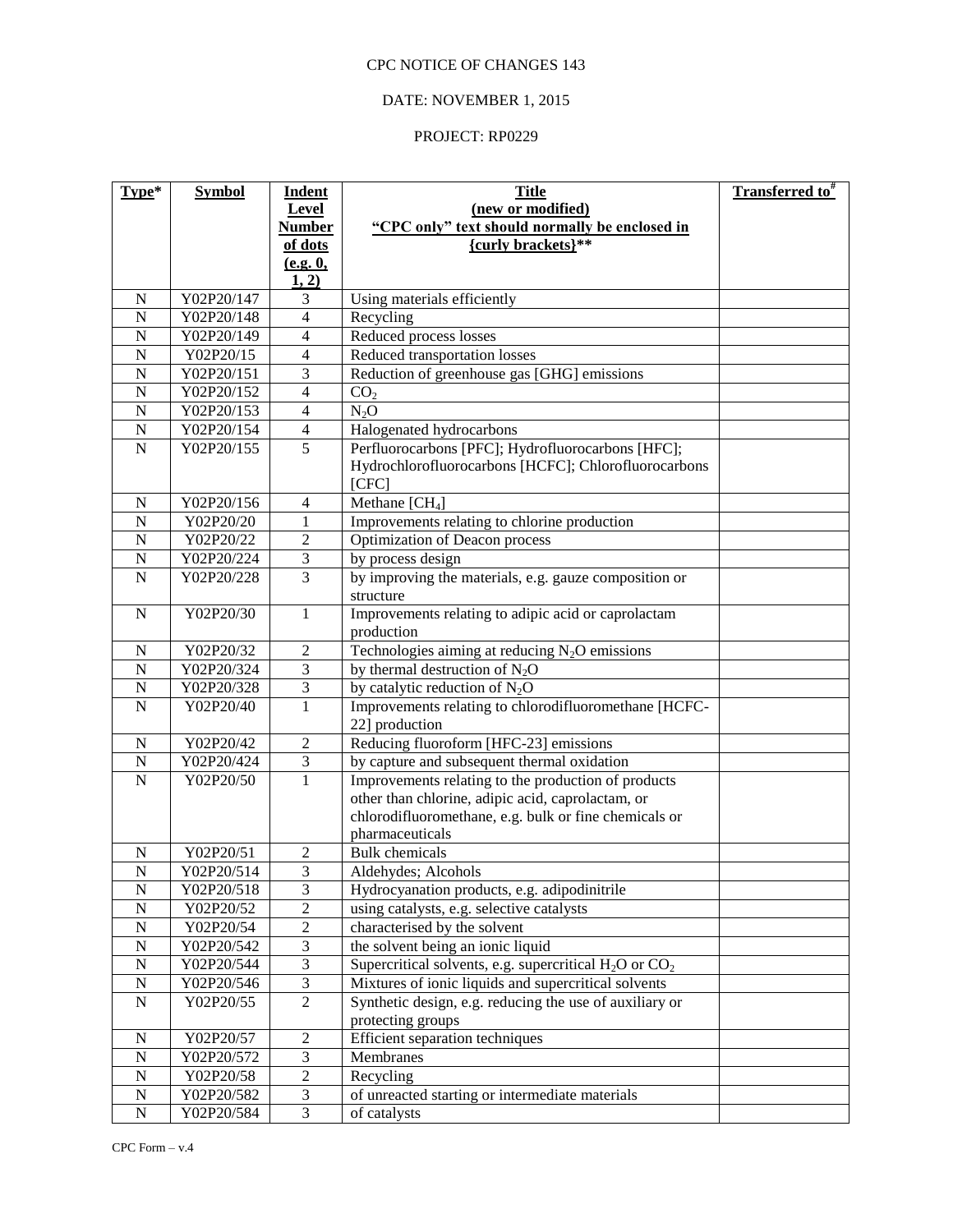CPC NOTICE OF CHANGES 143

DATE: NOVEMBER 1, 2015

PROJECT: RP0229

| **Type*** | **Symbol** | **Indent Level Number of dots (e.g. 0, 1, 2)** | **Title (new or modified) "CPC only" text should normally be enclosed in {curly brackets}**** | **Transferred to#** |
|---|---|---|---|---|
| N | Y02P20/147 | 3 | Using materials efficiently | |
| N | Y02P20/148 | 4 | Recycling | |
| N | Y02P20/149 | 4 | Reduced process losses | |
| N | Y02P20/15 | 4 | Reduced transportation losses | |
| N | Y02P20/151 | 3 | Reduction of greenhouse gas [GHG] emissions | |
| N | Y02P20/152 | 4 | $CO_2$ | |
| N | Y02P20/153 | 4 | $N_2O$ | |
| N | Y02P20/154 | 4 | Halogenated hydrocarbons | |
| N | Y02P20/155 | 5 | Perfluorocarbons [PFC]; Hydrofluorocarbons [HFC]; Hydrochlorofluorocarbons [HCFC]; Chlorofluorocarbons [CFC] | |
| N | Y02P20/156 | 4 | Methane [$CH_4$] | |
| N | Y02P20/20 | 1 | Improvements relating to chlorine production | |
| N | Y02P20/22 | 2 | Optimization of Deacon process | |
| N | Y02P20/224 | 3 | by process design | |
| N | Y02P20/228 | 3 | by improving the materials, e.g. gauze composition or structure | |
| N | Y02P20/30 | 1 | Improvements relating to adipic acid or caprolactam production | |
| N | Y02P20/32 | 2 | Technologies aiming at reducing $N_2O$ emissions | |
| N | Y02P20/324 | 3 | by thermal destruction of $N_2O$ | |
| N | Y02P20/328 | 3 | by catalytic reduction of $N_2O$ | |
| N | Y02P20/40 | 1 | Improvements relating to chlorodifluoromethane [HCFC-22] production | |
| N | Y02P20/42 | 2 | Reducing fluoroform [HFC-23] emissions | |
| N | Y02P20/424 | 3 | by capture and subsequent thermal oxidation | |
| N | Y02P20/50 | 1 | Improvements relating to the production of products other than chlorine, adipic acid, caprolactam, or chlorodifluoromethane, e.g. bulk or fine chemicals or pharmaceuticals | |
| N | Y02P20/51 | 2 | Bulk chemicals | |
| N | Y02P20/514 | 3 | Aldehydes; Alcohols | |
| N | Y02P20/518 | 3 | Hydrocyanation products, e.g. adipodinitrile | |
| N | Y02P20/52 | 2 | using catalysts, e.g. selective catalysts | |
| N | Y02P20/54 | 2 | characterised by the solvent | |
| N | Y02P20/542 | 3 | the solvent being an ionic liquid | |
| N | Y02P20/544 | 3 | Supercritical solvents, e.g. supercritical $H_2O$ or $CO_2$ | |
| N | Y02P20/546 | 3 | Mixtures of ionic liquids and supercritical solvents | |
| N | Y02P20/55 | 2 | Synthetic design, e.g. reducing the use of auxiliary or protecting groups | |
| N | Y02P20/57 | 2 | Efficient separation techniques | |
| N | Y02P20/572 | 3 | Membranes | |
| N | Y02P20/58 | 2 | Recycling | |
| N | Y02P20/582 | 3 | of unreacted starting or intermediate materials | |
| N | Y02P20/584 | 3 | of catalysts | |

CPC Form – v.4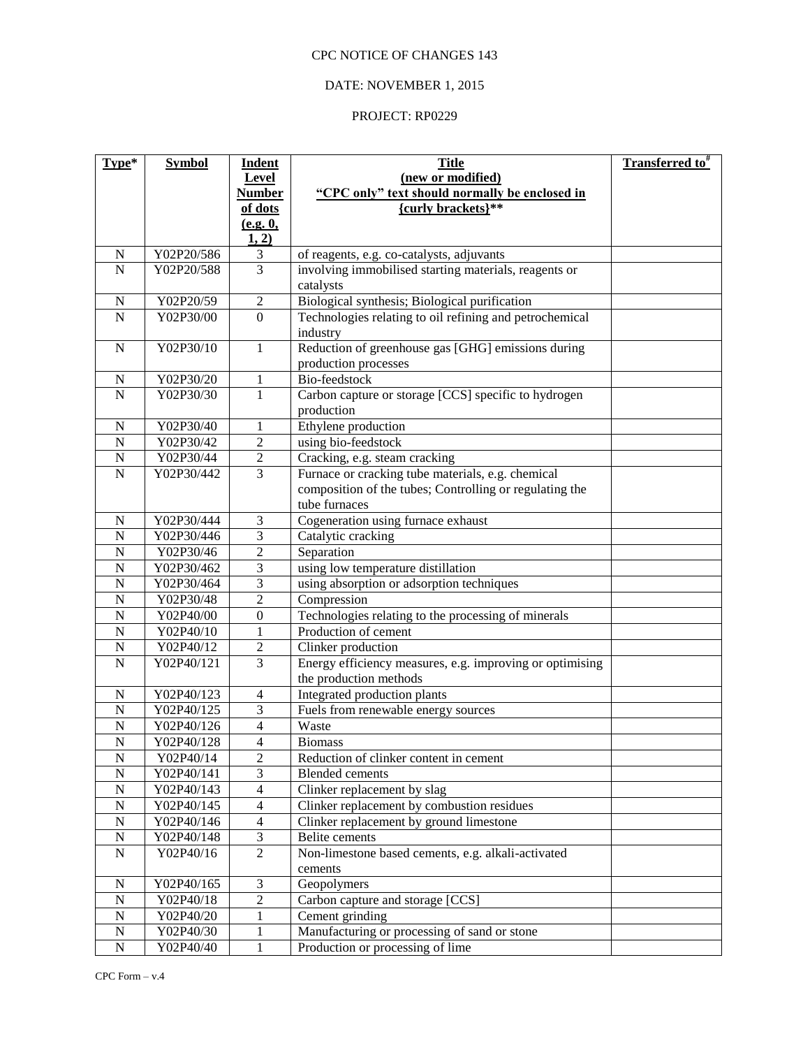CPC NOTICE OF CHANGES 143

DATE: NOVEMBER 1, 2015

PROJECT: RP0229

| Type* | Symbol | Indent Level Number of dots (e.g. 0, 1, 2) | Title (new or modified) "CPC only" text should normally be enclosed in {curly brackets}** | Transferred to# |
|---|---|---|---|---|
| N | Y02P20/586 | 3 | of reagents, e.g. co-catalysts, adjuvants | |
| N | Y02P20/588 | 3 | involving immobilised starting materials, reagents or catalysts | |
| N | Y02P20/59 | 2 | Biological synthesis; Biological purification | |
| N | Y02P30/00 | 0 | Technologies relating to oil refining and petrochemical industry | |
| N | Y02P30/10 | 1 | Reduction of greenhouse gas [GHG] emissions during production processes | |
| N | Y02P30/20 | 1 | Bio-feedstock | |
| N | Y02P30/30 | 1 | Carbon capture or storage [CCS] specific to hydrogen production | |
| N | Y02P30/40 | 1 | Ethylene production | |
| N | Y02P30/42 | 2 | using bio-feedstock | |
| N | Y02P30/44 | 2 | Cracking, e.g. steam cracking | |
| N | Y02P30/442 | 3 | Furnace or cracking tube materials, e.g. chemical composition of the tubes; Controlling or regulating the tube furnaces | |
| N | Y02P30/444 | 3 | Cogeneration using furnace exhaust | |
| N | Y02P30/446 | 3 | Catalytic cracking | |
| N | Y02P30/46 | 2 | Separation | |
| N | Y02P30/462 | 3 | using low temperature distillation | |
| N | Y02P30/464 | 3 | using absorption or adsorption techniques | |
| N | Y02P30/48 | 2 | Compression | |
| N | Y02P40/00 | 0 | Technologies relating to the processing of minerals | |
| N | Y02P40/10 | 1 | Production of cement | |
| N | Y02P40/12 | 2 | Clinker production | |
| N | Y02P40/121 | 3 | Energy efficiency measures, e.g. improving or optimising the production methods | |
| N | Y02P40/123 | 4 | Integrated production plants | |
| N | Y02P40/125 | 3 | Fuels from renewable energy sources | |
| N | Y02P40/126 | 4 | Waste | |
| N | Y02P40/128 | 4 | Biomass | |
| N | Y02P40/14 | 2 | Reduction of clinker content in cement | |
| N | Y02P40/141 | 3 | Blended cements | |
| N | Y02P40/143 | 4 | Clinker replacement by slag | |
| N | Y02P40/145 | 4 | Clinker replacement by combustion residues | |
| N | Y02P40/146 | 4 | Clinker replacement by ground limestone | |
| N | Y02P40/148 | 3 | Belite cements | |
| N | Y02P40/16 | 2 | Non-limestone based cements, e.g. alkali-activated cements | |
| N | Y02P40/165 | 3 | Geopolymers | |
| N | Y02P40/18 | 2 | Carbon capture and storage [CCS] | |
| N | Y02P40/20 | 1 | Cement grinding | |
| N | Y02P40/30 | 1 | Manufacturing or processing of sand or stone | |
| N | Y02P40/40 | 1 | Production or processing of lime | |

CPC Form – v.4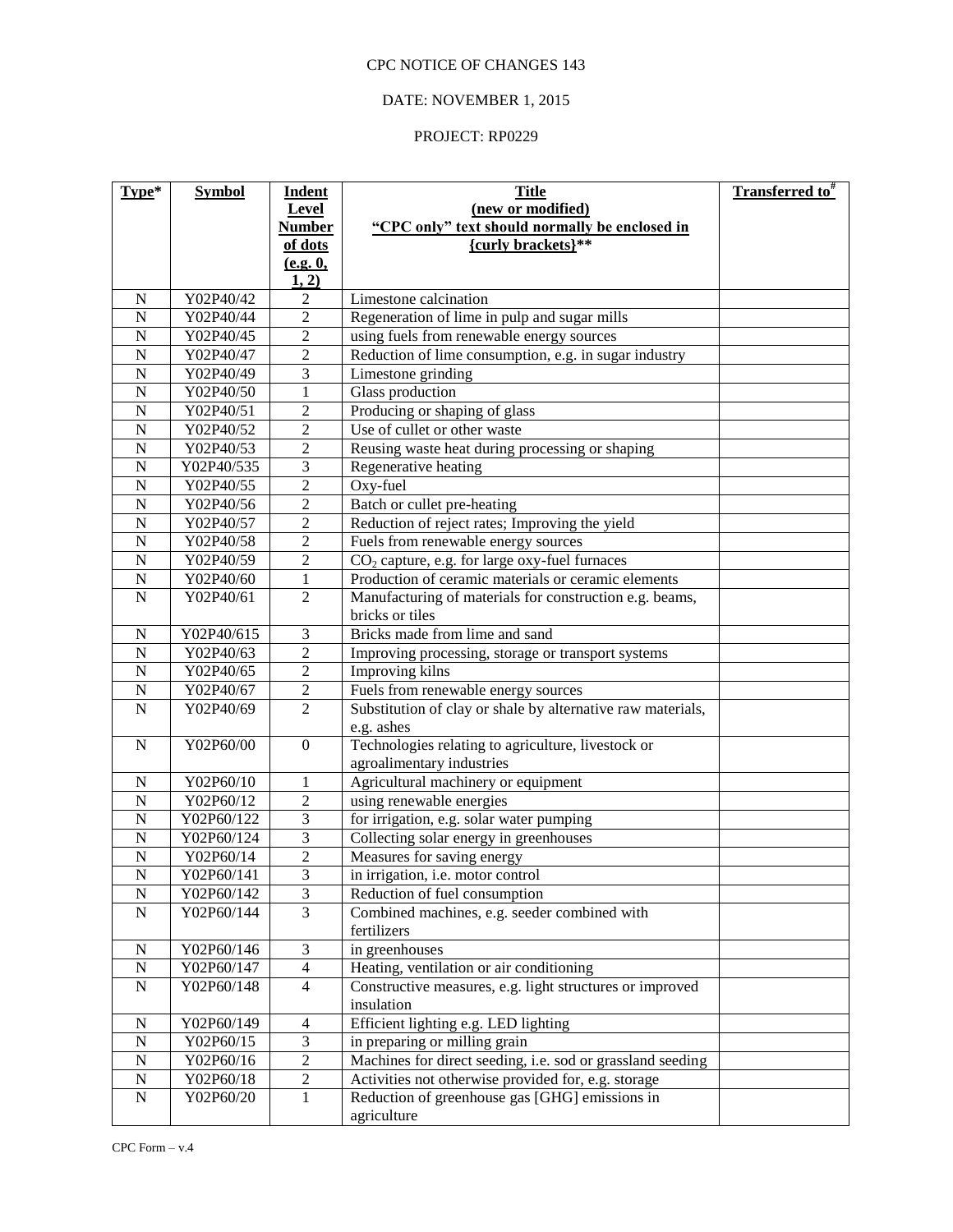CPC NOTICE OF CHANGES 143

DATE: NOVEMBER 1, 2015

PROJECT: RP0229

| Type* | Symbol | Indent Level Number of dots (e.g. 0, 1, 2) | Title (new or modified) "CPC only" text should normally be enclosed in {curly brackets}** | Transferred to# |
|---|---|---|---|---|
| N | Y02P40/42 | 2 | Limestone calcination | |
| N | Y02P40/44 | 2 | Regeneration of lime in pulp and sugar mills | |
| N | Y02P40/45 | 2 | using fuels from renewable energy sources | |
| N | Y02P40/47 | 2 | Reduction of lime consumption, e.g. in sugar industry | |
| N | Y02P40/49 | 3 | Limestone grinding | |
| N | Y02P40/50 | 1 | Glass production | |
| N | Y02P40/51 | 2 | Producing or shaping of glass | |
| N | Y02P40/52 | 2 | Use of cullet or other waste | |
| N | Y02P40/53 | 2 | Reusing waste heat during processing or shaping | |
| N | Y02P40/535 | 3 | Regenerative heating | |
| N | Y02P40/55 | 2 | Oxy-fuel | |
| N | Y02P40/56 | 2 | Batch or cullet pre-heating | |
| N | Y02P40/57 | 2 | Reduction of reject rates; Improving the yield | |
| N | Y02P40/58 | 2 | Fuels from renewable energy sources | |
| N | Y02P40/59 | 2 | $CO_2$ capture, e.g. for large oxy-fuel furnaces | |
| N | Y02P40/60 | 1 | Production of ceramic materials or ceramic elements | |
| N | Y02P40/61 | 2 | Manufacturing of materials for construction e.g. beams, bricks or tiles | |
| N | Y02P40/615 | 3 | Bricks made from lime and sand | |
| N | Y02P40/63 | 2 | Improving processing, storage or transport systems | |
| N | Y02P40/65 | 2 | Improving kilns | |
| N | Y02P40/67 | 2 | Fuels from renewable energy sources | |
| N | Y02P40/69 | 2 | Substitution of clay or shale by alternative raw materials, e.g. ashes | |
| N | Y02P60/00 | 0 | Technologies relating to agriculture, livestock or agroalimentary industries | |
| N | Y02P60/10 | 1 | Agricultural machinery or equipment | |
| N | Y02P60/12 | 2 | using renewable energies | |
| N | Y02P60/122 | 3 | for irrigation, e.g. solar water pumping | |
| N | Y02P60/124 | 3 | Collecting solar energy in greenhouses | |
| N | Y02P60/14 | 2 | Measures for saving energy | |
| N | Y02P60/141 | 3 | in irrigation, i.e. motor control | |
| N | Y02P60/142 | 3 | Reduction of fuel consumption | |
| N | Y02P60/144 | 3 | Combined machines, e.g. seeder combined with fertilizers | |
| N | Y02P60/146 | 3 | in greenhouses | |
| N | Y02P60/147 | 4 | Heating, ventilation or air conditioning | |
| N | Y02P60/148 | 4 | Constructive measures, e.g. light structures or improved insulation | |
| N | Y02P60/149 | 4 | Efficient lighting e.g. LED lighting | |
| N | Y02P60/15 | 3 | in preparing or milling grain | |
| N | Y02P60/16 | 2 | Machines for direct seeding, i.e. sod or grassland seeding | |
| N | Y02P60/18 | 2 | Activities not otherwise provided for, e.g. storage | |
| N | Y02P60/20 | 1 | Reduction of greenhouse gas [GHG] emissions in agriculture | |

CPC Form – v.4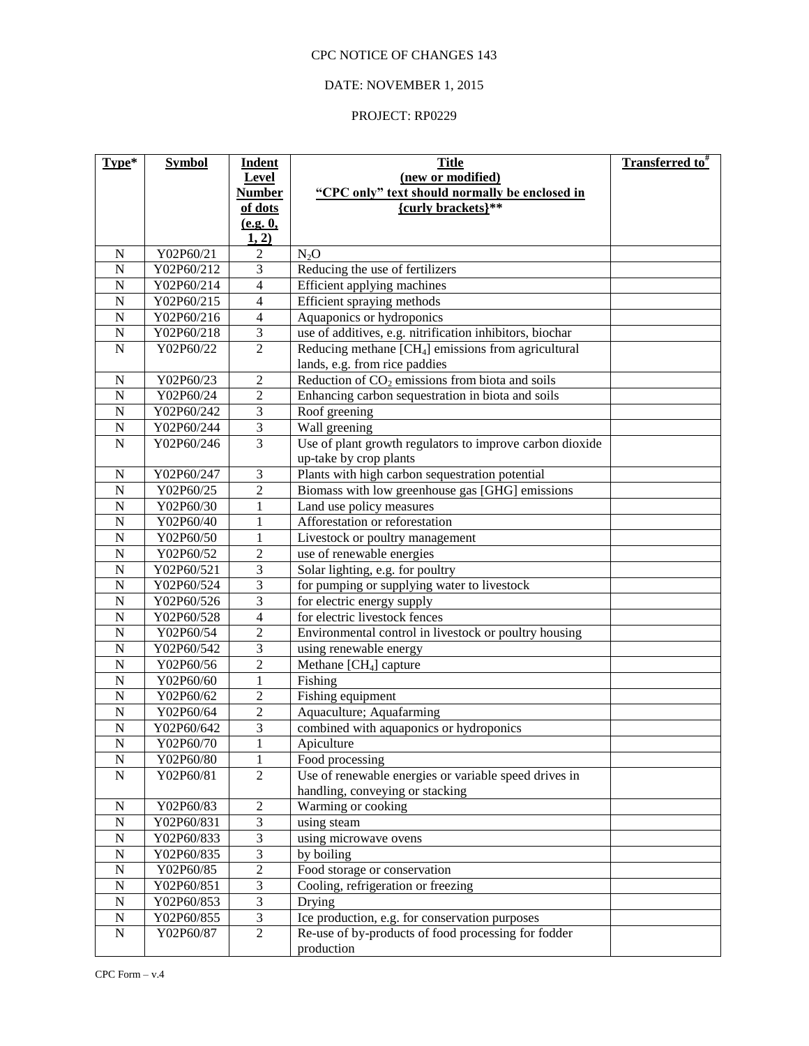CPC NOTICE OF CHANGES 143

DATE: NOVEMBER 1, 2015

PROJECT: RP0229

| Type* | Symbol | Indent Level Number of dots (e.g. 0, 1, 2) | Title (new or modified) "CPC only" text should normally be enclosed in {curly brackets}** | Transferred to# |
|---|---|---|---|---|
| N | Y02P60/21 | 2 | $N_2O$ | |
| N | Y02P60/212 | 3 | Reducing the use of fertilizers | |
| N | Y02P60/214 | 4 | Efficient applying machines | |
| N | Y02P60/215 | 4 | Efficient spraying methods | |
| N | Y02P60/216 | 4 | Aquaponics or hydroponics | |
| N | Y02P60/218 | 3 | use of additives, e.g. nitrification inhibitors, biochar | |
| N | Y02P60/22 | 2 | Reducing methane [$CH_4$] emissions from agricultural lands, e.g. from rice paddies | |
| N | Y02P60/23 | 2 | Reduction of $CO_2$ emissions from biota and soils | |
| N | Y02P60/24 | 2 | Enhancing carbon sequestration in biota and soils | |
| N | Y02P60/242 | 3 | Roof greening | |
| N | Y02P60/244 | 3 | Wall greening | |
| N | Y02P60/246 | 3 | Use of plant growth regulators to improve carbon dioxide up-take by crop plants | |
| N | Y02P60/247 | 3 | Plants with high carbon sequestration potential | |
| N | Y02P60/25 | 2 | Biomass with low greenhouse gas [GHG] emissions | |
| N | Y02P60/30 | 1 | Land use policy measures | |
| N | Y02P60/40 | 1 | Afforestation or reforestation | |
| N | Y02P60/50 | 1 | Livestock or poultry management | |
| N | Y02P60/52 | 2 | use of renewable energies | |
| N | Y02P60/521 | 3 | Solar lighting, e.g. for poultry | |
| N | Y02P60/524 | 3 | for pumping or supplying water to livestock | |
| N | Y02P60/526 | 3 | for electric energy supply | |
| N | Y02P60/528 | 4 | for electric livestock fences | |
| N | Y02P60/54 | 2 | Environmental control in livestock or poultry housing | |
| N | Y02P60/542 | 3 | using renewable energy | |
| N | Y02P60/56 | 2 | Methane [$CH_4$] capture | |
| N | Y02P60/60 | 1 | Fishing | |
| N | Y02P60/62 | 2 | Fishing equipment | |
| N | Y02P60/64 | 2 | Aquaculture; Aquafarming | |
| N | Y02P60/642 | 3 | combined with aquaponics or hydroponics | |
| N | Y02P60/70 | 1 | Apiculture | |
| N | Y02P60/80 | 1 | Food processing | |
| N | Y02P60/81 | 2 | Use of renewable energies or variable speed drives in handling, conveying or stacking | |
| N | Y02P60/83 | 2 | Warming or cooking | |
| N | Y02P60/831 | 3 | using steam | |
| N | Y02P60/833 | 3 | using microwave ovens | |
| N | Y02P60/835 | 3 | by boiling | |
| N | Y02P60/85 | 2 | Food storage or conservation | |
| N | Y02P60/851 | 3 | Cooling, refrigeration or freezing | |
| N | Y02P60/853 | 3 | Drying | |
| N | Y02P60/855 | 3 | Ice production, e.g. for conservation purposes | |
| N | Y02P60/87 | 2 | Re-use of by-products of food processing for fodder production | |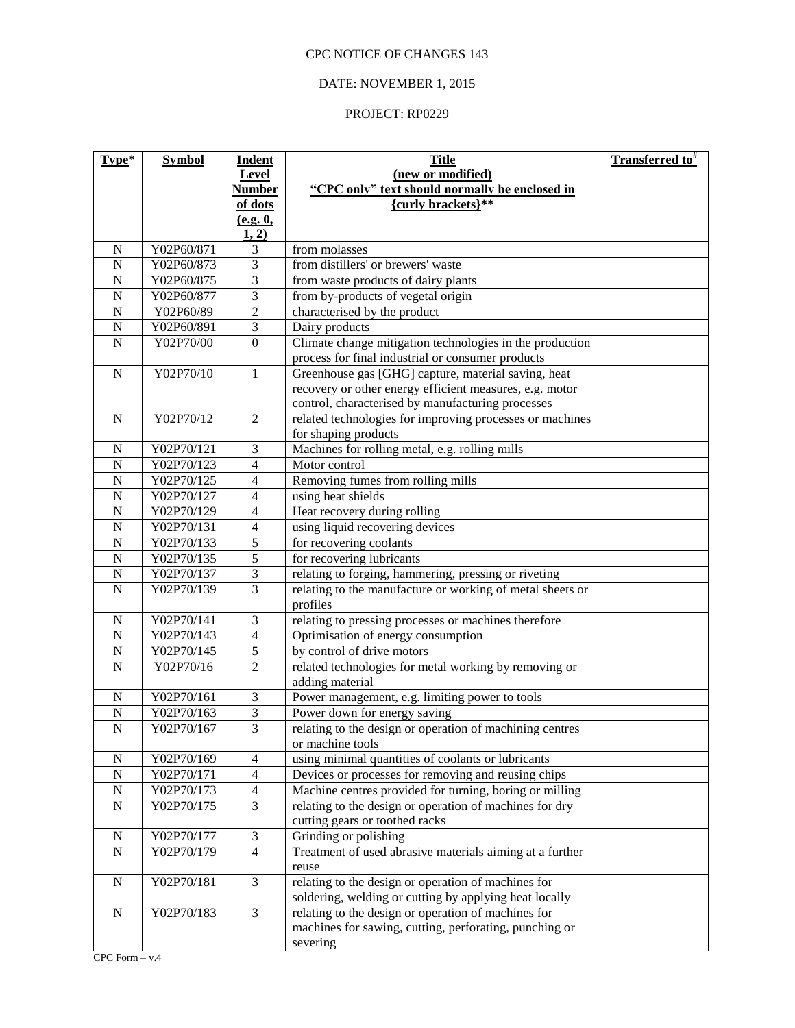CPC NOTICE OF CHANGES 143

DATE: NOVEMBER 1, 2015

PROJECT: RP0229

| **Type*** | **Symbol** | **Indent Level Number of dots (e.g. 0, 1, 2)** | **Title (new or modified) "CPC only" text should normally be enclosed in {curly brackets}**** | **Transferred to#** |
|---|---|---|---|---|
| N | Y02P60/871 | 3 | from molasses | |
| N | Y02P60/873 | 3 | from distillers' or brewers' waste | |
| N | Y02P60/875 | 3 | from waste products of dairy plants | |
| N | Y02P60/877 | 3 | from by-products of vegetal origin | |
| N | Y02P60/89 | 2 | characterised by the product | |
| N | Y02P60/891 | 3 | Dairy products | |
| N | Y02P70/00 | 0 | Climate change mitigation technologies in the production process for final industrial or consumer products | |
| N | Y02P70/10 | 1 | Greenhouse gas [GHG] capture, material saving, heat recovery or other energy efficient measures, e.g. motor control, characterised by manufacturing processes | |
| N | Y02P70/12 | 2 | related technologies for improving processes or machines for shaping products | |
| N | Y02P70/121 | 3 | Machines for rolling metal, e.g. rolling mills | |
| N | Y02P70/123 | 4 | Motor control | |
| N | Y02P70/125 | 4 | Removing fumes from rolling mills | |
| N | Y02P70/127 | 4 | using heat shields | |
| N | Y02P70/129 | 4 | Heat recovery during rolling | |
| N | Y02P70/131 | 4 | using liquid recovering devices | |
| N | Y02P70/133 | 5 | for recovering coolants | |
| N | Y02P70/135 | 5 | for recovering lubricants | |
| N | Y02P70/137 | 3 | relating to forging, hammering, pressing or riveting | |
| N | Y02P70/139 | 3 | relating to the manufacture or working of metal sheets or profiles | |
| N | Y02P70/141 | 3 | relating to pressing processes or machines therefore | |
| N | Y02P70/143 | 4 | Optimisation of energy consumption | |
| N | Y02P70/145 | 5 | by control of drive motors | |
| N | Y02P70/16 | 2 | related technologies for metal working by removing or adding material | |
| N | Y02P70/161 | 3 | Power management, e.g. limiting power to tools | |
| N | Y02P70/163 | 3 | Power down for energy saving | |
| N | Y02P70/167 | 3 | relating to the design or operation of machining centres or machine tools | |
| N | Y02P70/169 | 4 | using minimal quantities of coolants or lubricants | |
| N | Y02P70/171 | 4 | Devices or processes for removing and reusing chips | |
| N | Y02P70/173 | 4 | Machine centres provided for turning, boring or milling | |
| N | Y02P70/175 | 3 | relating to the design or operation of machines for dry cutting gears or toothed racks | |
| N | Y02P70/177 | 3 | Grinding or polishing | |
| N | Y02P70/179 | 4 | Treatment of used abrasive materials aiming at a further reuse | |
| N | Y02P70/181 | 3 | relating to the design or operation of machines for soldering, welding or cutting by applying heat locally | |
| N | Y02P70/183 | 3 | relating to the design or operation of machines for machines for sawing, cutting, perforating, punching or severing | |

CPC Form – v.4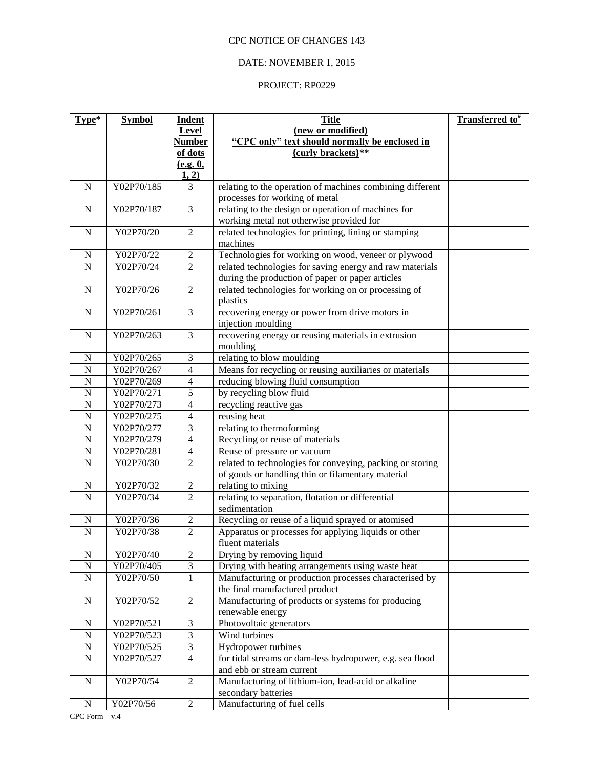CPC NOTICE OF CHANGES 143

DATE: NOVEMBER 1, 2015

PROJECT: RP0229

| Type* | Symbol | Indent Level Number of dots (e.g. 0, 1, 2) | Title (new or modified) "CPC only" text should normally be enclosed in {curly brackets}** | Transferred to# |
|---|---|---|---|---|
| N | Y02P70/185 | 3 | relating to the operation of machines combining different processes for working of metal | |
| N | Y02P70/187 | 3 | relating to the design or operation of machines for working metal not otherwise provided for | |
| N | Y02P70/20 | 2 | related technologies for printing, lining or stamping machines | |
| N | Y02P70/22 | 2 | Technologies for working on wood, veneer or plywood | |
| N | Y02P70/24 | 2 | related technologies for saving energy and raw materials during the production of paper or paper articles | |
| N | Y02P70/26 | 2 | related technologies for working on or processing of plastics | |
| N | Y02P70/261 | 3 | recovering energy or power from drive motors in injection moulding | |
| N | Y02P70/263 | 3 | recovering energy or reusing materials in extrusion moulding | |
| N | Y02P70/265 | 3 | relating to blow moulding | |
| N | Y02P70/267 | 4 | Means for recycling or reusing auxiliaries or materials | |
| N | Y02P70/269 | 4 | reducing blowing fluid consumption | |
| N | Y02P70/271 | 5 | by recycling blow fluid | |
| N | Y02P70/273 | 4 | recycling reactive gas | |
| N | Y02P70/275 | 4 | reusing heat | |
| N | Y02P70/277 | 3 | relating to thermoforming | |
| N | Y02P70/279 | 4 | Recycling or reuse of materials | |
| N | Y02P70/281 | 4 | Reuse of pressure or vacuum | |
| N | Y02P70/30 | 2 | related to technologies for conveying, packing or storing of goods or handling thin or filamentary material | |
| N | Y02P70/32 | 2 | relating to mixing | |
| N | Y02P70/34 | 2 | relating to separation, flotation or differential sedimentation | |
| N | Y02P70/36 | 2 | Recycling or reuse of a liquid sprayed or atomised | |
| N | Y02P70/38 | 2 | Apparatus or processes for applying liquids or other fluent materials | |
| N | Y02P70/40 | 2 | Drying by removing liquid | |
| N | Y02P70/405 | 3 | Drying with heating arrangements using waste heat | |
| N | Y02P70/50 | 1 | Manufacturing or production processes characterised by the final manufactured product | |
| N | Y02P70/52 | 2 | Manufacturing of products or systems for producing renewable energy | |
| N | Y02P70/521 | 3 | Photovoltaic generators | |
| N | Y02P70/523 | 3 | Wind turbines | |
| N | Y02P70/525 | 3 | Hydropower turbines | |
| N | Y02P70/527 | 4 | for tidal streams or dam-less hydropower, e.g. sea flood and ebb or stream current | |
| N | Y02P70/54 | 2 | Manufacturing of lithium-ion, lead-acid or alkaline secondary batteries | |
| N | Y02P70/56 | 2 | Manufacturing of fuel cells | |

CPC Form – v.4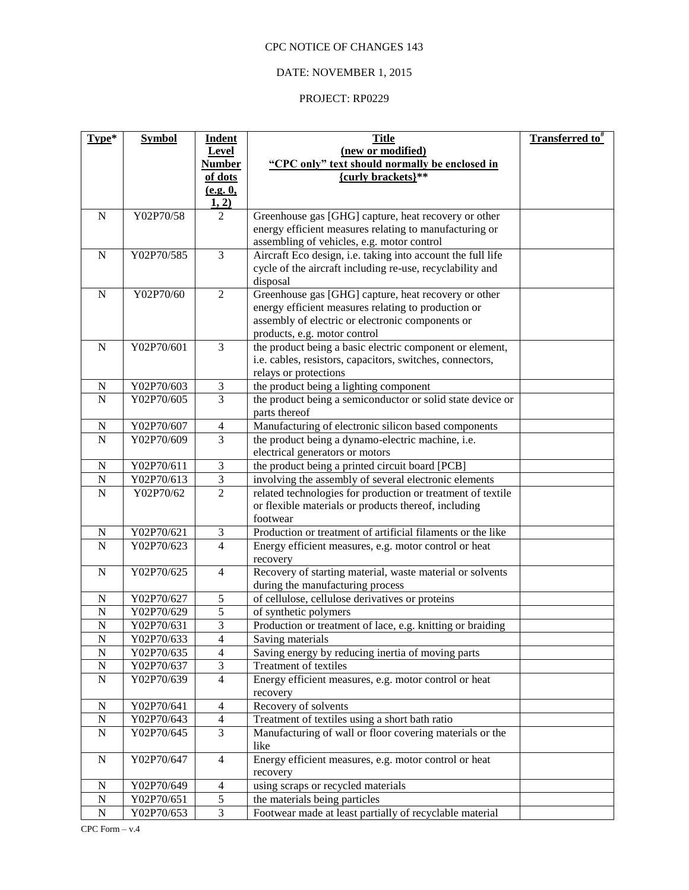CPC NOTICE OF CHANGES 143

DATE: NOVEMBER 1, 2015

PROJECT: RP0229

| Type* | Symbol | Indent Level Number of dots (e.g. 0, 1, 2) | Title (new or modified) "CPC only" text should normally be enclosed in {curly brackets}** | Transferred to# |
|---|---|---|---|---|
| N | Y02P70/58 | 2 | Greenhouse gas [GHG] capture, heat recovery or other energy efficient measures relating to manufacturing or assembling of vehicles, e.g. motor control | |
| N | Y02P70/585 | 3 | Aircraft Eco design, i.e. taking into account the full life cycle of the aircraft including re-use, recyclability and disposal | |
| N | Y02P70/60 | 2 | Greenhouse gas [GHG] capture, heat recovery or other energy efficient measures relating to production or assembly of electric or electronic components or products, e.g. motor control | |
| N | Y02P70/601 | 3 | the product being a basic electric component or element, i.e. cables, resistors, capacitors, switches, connectors, relays or protections | |
| N | Y02P70/603 | 3 | the product being a lighting component | |
| N | Y02P70/605 | 3 | the product being a semiconductor or solid state device or parts thereof | |
| N | Y02P70/607 | 4 | Manufacturing of electronic silicon based components | |
| N | Y02P70/609 | 3 | the product being a dynamo-electric machine, i.e. electrical generators or motors | |
| N | Y02P70/611 | 3 | the product being a printed circuit board [PCB] | |
| N | Y02P70/613 | 3 | involving the assembly of several electronic elements | |
| N | Y02P70/62 | 2 | related technologies for production or treatment of textile or flexible materials or products thereof, including footwear | |
| N | Y02P70/621 | 3 | Production or treatment of artificial filaments or the like | |
| N | Y02P70/623 | 4 | Energy efficient measures, e.g. motor control or heat recovery | |
| N | Y02P70/625 | 4 | Recovery of starting material, waste material or solvents during the manufacturing process | |
| N | Y02P70/627 | 5 | of cellulose, cellulose derivatives or proteins | |
| N | Y02P70/629 | 5 | of synthetic polymers | |
| N | Y02P70/631 | 3 | Production or treatment of lace, e.g. knitting or braiding | |
| N | Y02P70/633 | 4 | Saving materials | |
| N | Y02P70/635 | 4 | Saving energy by reducing inertia of moving parts | |
| N | Y02P70/637 | 3 | Treatment of textiles | |
| N | Y02P70/639 | 4 | Energy efficient measures, e.g. motor control or heat recovery | |
| N | Y02P70/641 | 4 | Recovery of solvents | |
| N | Y02P70/643 | 4 | Treatment of textiles using a short bath ratio | |
| N | Y02P70/645 | 3 | Manufacturing of wall or floor covering materials or the like | |
| N | Y02P70/647 | 4 | Energy efficient measures, e.g. motor control or heat recovery | |
| N | Y02P70/649 | 4 | using scraps or recycled materials | |
| N | Y02P70/651 | 5 | the materials being particles | |
| N | Y02P70/653 | 3 | Footwear made at least partially of recyclable material | |

CPC Form – v.4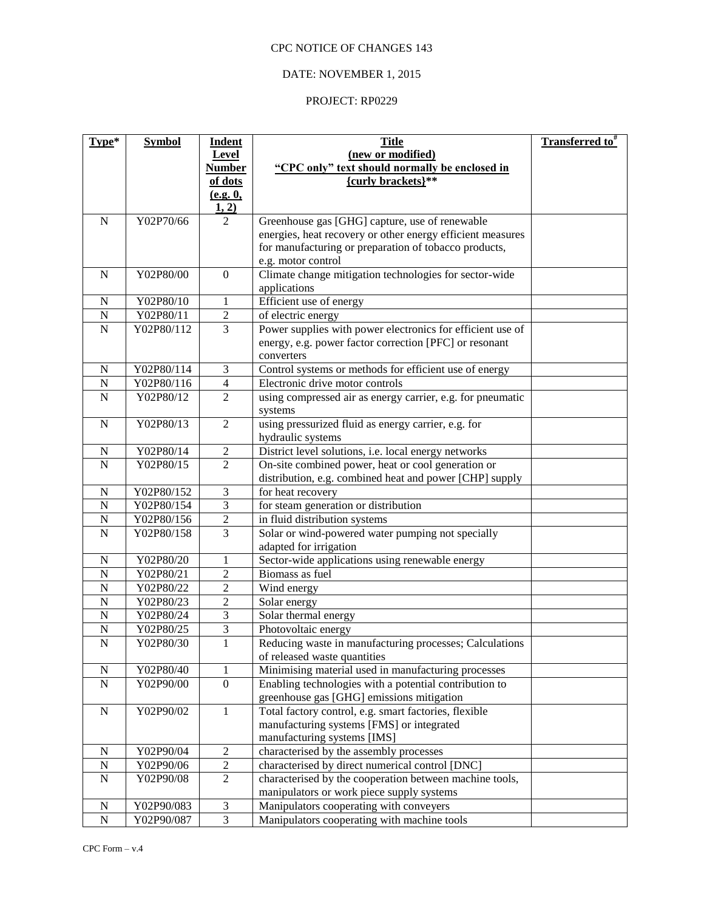CPC NOTICE OF CHANGES 143

DATE: NOVEMBER 1, 2015

PROJECT: RP0229

| Type* | Symbol | Indent Level Number of dots (e.g. 0, 1, 2) | Title (new or modified) "CPC only" text should normally be enclosed in {curly brackets}** | Transferred to# |
|---|---|---|---|---|
| N | Y02P70/66 | 2 | Greenhouse gas [GHG] capture, use of renewable energies, heat recovery or other energy efficient measures for manufacturing or preparation of tobacco products, e.g. motor control | |
| N | Y02P80/00 | 0 | Climate change mitigation technologies for sector-wide applications | |
| N | Y02P80/10 | 1 | Efficient use of energy | |
| N | Y02P80/11 | 2 | of electric energy | |
| N | Y02P80/112 | 3 | Power supplies with power electronics for efficient use of energy, e.g. power factor correction [PFC] or resonant converters | |
| N | Y02P80/114 | 3 | Control systems or methods for efficient use of energy | |
| N | Y02P80/116 | 4 | Electronic drive motor controls | |
| N | Y02P80/12 | 2 | using compressed air as energy carrier, e.g. for pneumatic systems | |
| N | Y02P80/13 | 2 | using pressurized fluid as energy carrier, e.g. for hydraulic systems | |
| N | Y02P80/14 | 2 | District level solutions, i.e. local energy networks | |
| N | Y02P80/15 | 2 | On-site combined power, heat or cool generation or distribution, e.g. combined heat and power [CHP] supply | |
| N | Y02P80/152 | 3 | for heat recovery | |
| N | Y02P80/154 | 3 | for steam generation or distribution | |
| N | Y02P80/156 | 2 | in fluid distribution systems | |
| N | Y02P80/158 | 3 | Solar or wind-powered water pumping not specially adapted for irrigation | |
| N | Y02P80/20 | 1 | Sector-wide applications using renewable energy | |
| N | Y02P80/21 | 2 | Biomass as fuel | |
| N | Y02P80/22 | 2 | Wind energy | |
| N | Y02P80/23 | 2 | Solar energy | |
| N | Y02P80/24 | 3 | Solar thermal energy | |
| N | Y02P80/25 | 3 | Photovoltaic energy | |
| N | Y02P80/30 | 1 | Reducing waste in manufacturing processes; Calculations of released waste quantities | |
| N | Y02P80/40 | 1 | Minimising material used in manufacturing processes | |
| N | Y02P90/00 | 0 | Enabling technologies with a potential contribution to greenhouse gas [GHG] emissions mitigation | |
| N | Y02P90/02 | 1 | Total factory control, e.g. smart factories, flexible manufacturing systems [FMS] or integrated manufacturing systems [IMS] | |
| N | Y02P90/04 | 2 | characterised by the assembly processes | |
| N | Y02P90/06 | 2 | characterised by direct numerical control [DNC] | |
| N | Y02P90/08 | 2 | characterised by the cooperation between machine tools, manipulators or work piece supply systems | |
| N | Y02P90/083 | 3 | Manipulators cooperating with conveyers | |
| N | Y02P90/087 | 3 | Manipulators cooperating with machine tools | |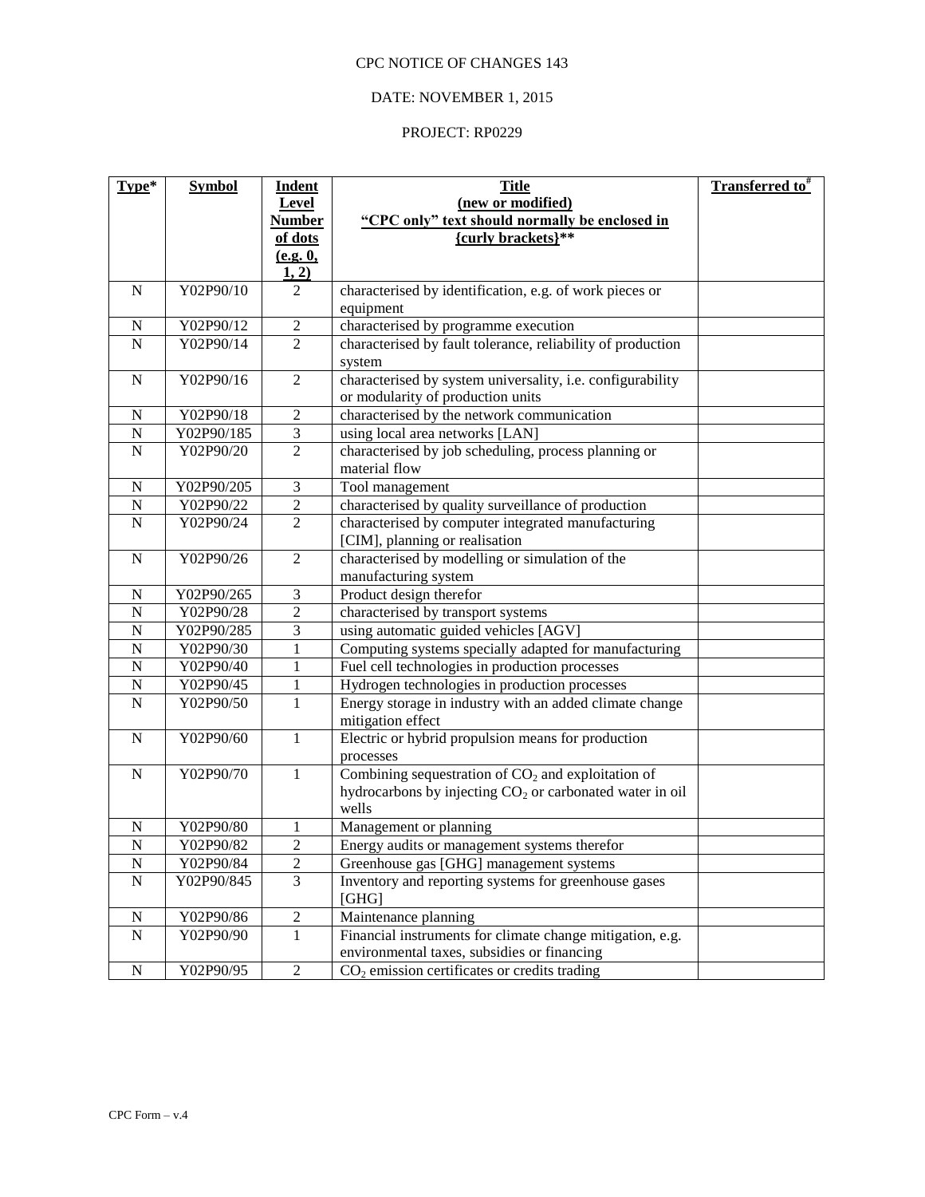CPC NOTICE OF CHANGES 143

DATE: NOVEMBER 1, 2015

PROJECT: RP0229

| **Type*** | **Symbol** | **Indent Level Number of dots (e.g. 0, 1, 2)** | **Title (new or modified) "CPC only" text should normally be enclosed in {curly brackets}**** | **Transferred to#** |
|---|---|---|---|---|
| N | Y02P90/10 | 2 | characterised by identification, e.g. of work pieces or equipment | |
| N | Y02P90/12 | 2 | characterised by programme execution | |
| N | Y02P90/14 | 2 | characterised by fault tolerance, reliability of production system | |
| N | Y02P90/16 | 2 | characterised by system universality, i.e. configurability or modularity of production units | |
| N | Y02P90/18 | 2 | characterised by the network communication | |
| N | Y02P90/185 | 3 | using local area networks [LAN] | |
| N | Y02P90/20 | 2 | characterised by job scheduling, process planning or material flow | |
| N | Y02P90/205 | 3 | Tool management | |
| N | Y02P90/22 | 2 | characterised by quality surveillance of production | |
| N | Y02P90/24 | 2 | characterised by computer integrated manufacturing [CIM], planning or realisation | |
| N | Y02P90/26 | 2 | characterised by modelling or simulation of the manufacturing system | |
| N | Y02P90/265 | 3 | Product design therefor | |
| N | Y02P90/28 | 2 | characterised by transport systems | |
| N | Y02P90/285 | 3 | using automatic guided vehicles [AGV] | |
| N | Y02P90/30 | 1 | Computing systems specially adapted for manufacturing | |
| N | Y02P90/40 | 1 | Fuel cell technologies in production processes | |
| N | Y02P90/45 | 1 | Hydrogen technologies in production processes | |
| N | Y02P90/50 | 1 | Energy storage in industry with an added climate change mitigation effect | |
| N | Y02P90/60 | 1 | Electric or hybrid propulsion means for production processes | |
| N | Y02P90/70 | 1 | Combining sequestration of $CO_2$ and exploitation of hydrocarbons by injecting $CO_2$ or carbonated water in oil wells | |
| N | Y02P90/80 | 1 | Management or planning | |
| N | Y02P90/82 | 2 | Energy audits or management systems therefor | |
| N | Y02P90/84 | 2 | Greenhouse gas [GHG] management systems | |
| N | Y02P90/845 | 3 | Inventory and reporting systems for greenhouse gases [GHG] | |
| N | Y02P90/86 | 2 | Maintenance planning | |
| N | Y02P90/90 | 1 | Financial instruments for climate change mitigation, e.g. environmental taxes, subsidies or financing | |
| N | Y02P90/95 | 2 | $CO_2$ emission certificates or credits trading | |

CPC Form – v.4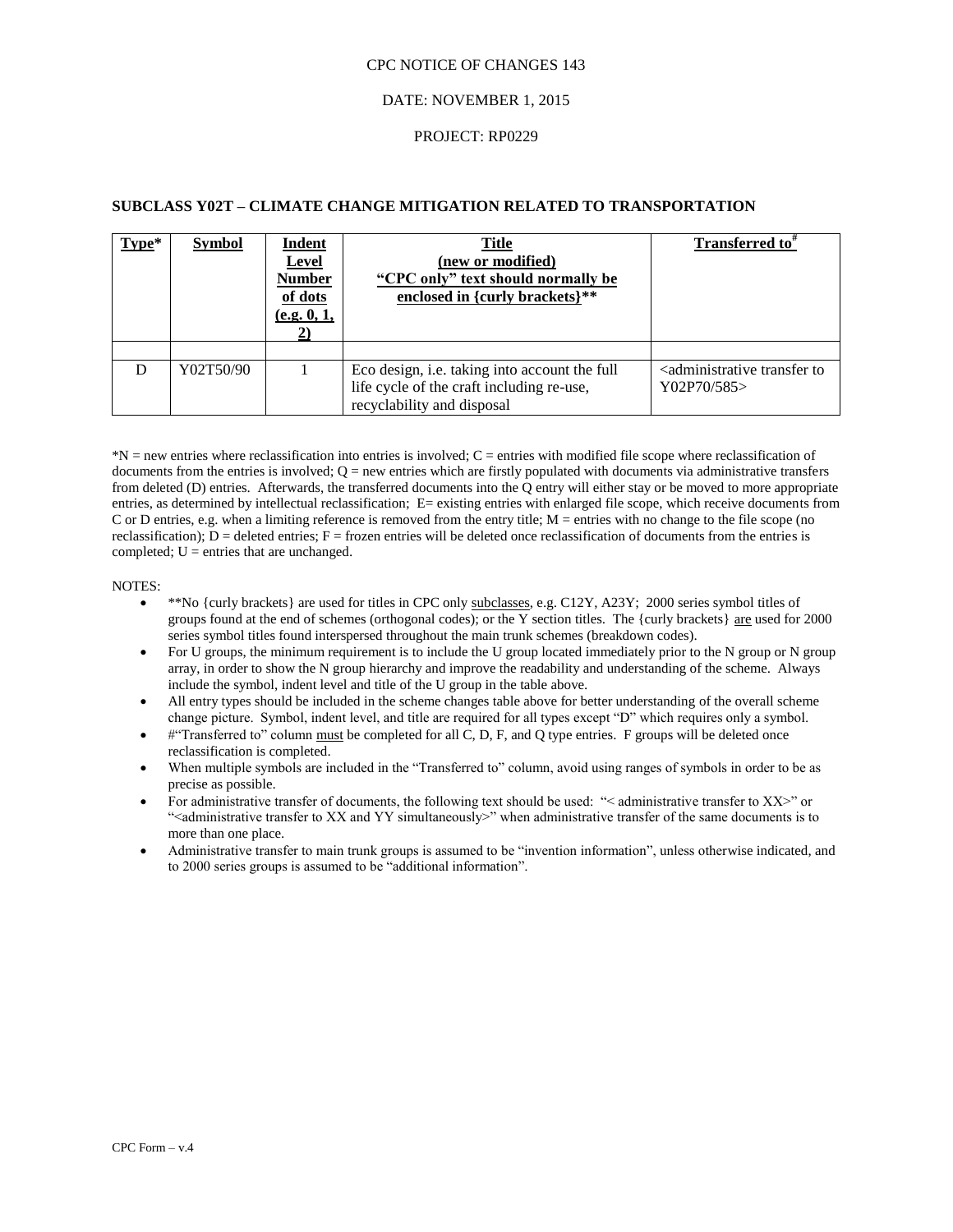CPC NOTICE OF CHANGES 143

DATE: NOVEMBER 1, 2015

PROJECT: RP0229

**SUBCLASS Y02T – CLIMATE CHANGE MITIGATION RELATED TO TRANSPORTATION**

| Type* | Symbol | Indent Level Number of dots (e.g. 0, 1, 2) | Title (new or modified) "CPC only" text should normally be enclosed in {curly brackets}** | Transferred to# |
|---|---|---|---|---|
| | | | | |
| D | Y02T50/90 | 1 | Eco design, i.e. taking into account the full life cycle of the craft including re-use, recyclability and disposal | <administrative transfer to Y02P70/585> |

*N = new entries where reclassification into entries is involved; C = entries with modified file scope where reclassification of documents from the entries is involved; Q = new entries which are firstly populated with documents via administrative transfers from deleted (D) entries. Afterwards, the transferred documents into the Q entry will either stay or be moved to more appropriate entries, as determined by intellectual reclassification; E= existing entries with enlarged file scope, which receive documents from C or D entries, e.g. when a limiting reference is removed from the entry title; M = entries with no change to the file scope (no reclassification); D = deleted entries; F = frozen entries will be deleted once reclassification of documents from the entries is completed; U = entries that are unchanged.

NOTES:

- **No {curly brackets} are used for titles in CPC only subclasses, e.g. C12Y, A23Y; 2000 series symbol titles of groups found at the end of schemes (orthogonal codes); or the Y section titles. The {curly brackets} are used for 2000 series symbol titles found interspersed throughout the main trunk schemes (breakdown codes).
- For U groups, the minimum requirement is to include the U group located immediately prior to the N group or N group array, in order to show the N group hierarchy and improve the readability and understanding of the scheme. Always include the symbol, indent level and title of the U group in the table above.
- All entry types should be included in the scheme changes table above for better understanding of the overall scheme change picture. Symbol, indent level, and title are required for all types except "D" which requires only a symbol.
- #"Transferred to" column must be completed for all C, D, F, and Q type entries. F groups will be deleted once reclassification is completed.
- When multiple symbols are included in the "Transferred to" column, avoid using ranges of symbols in order to be as precise as possible.
- For administrative transfer of documents, the following text should be used: "< administrative transfer to XX>" or "<administrative transfer to XX and YY simultaneously>" when administrative transfer of the same documents is to more than one place.
- Administrative transfer to main trunk groups is assumed to be "invention information", unless otherwise indicated, and to 2000 series groups is assumed to be "additional information".

CPC Form – v.4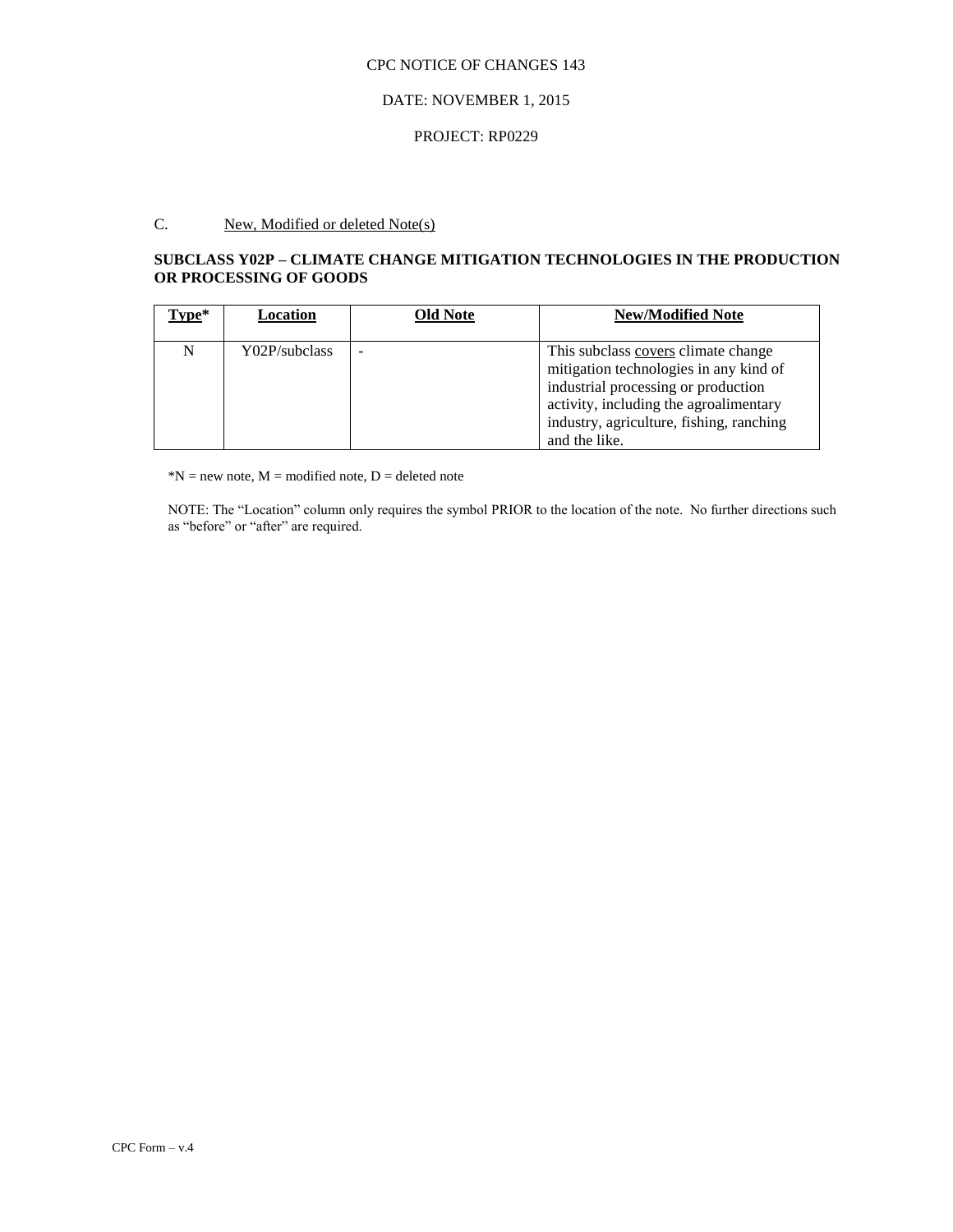CPC NOTICE OF CHANGES 143

DATE: NOVEMBER 1, 2015

PROJECT: RP0229

C. New, Modified or deleted Note(s)

**SUBCLASS Y02P – CLIMATE CHANGE MITIGATION TECHNOLOGIES IN THE PRODUCTION OR PROCESSING OF GOODS**

| Type* | Location | Old Note | New/Modified Note |
|---|---|---|---|
| N | Y02P/subclass | - | This subclass covers climate change mitigation technologies in any kind of industrial processing or production activity, including the agroalimentary industry, agriculture, fishing, ranching and the like. |

*N = new note, M = modified note, D = deleted note

NOTE: The "Location" column only requires the symbol PRIOR to the location of the note. No further directions such as "before" or "after" are required.

CPC Form – v.4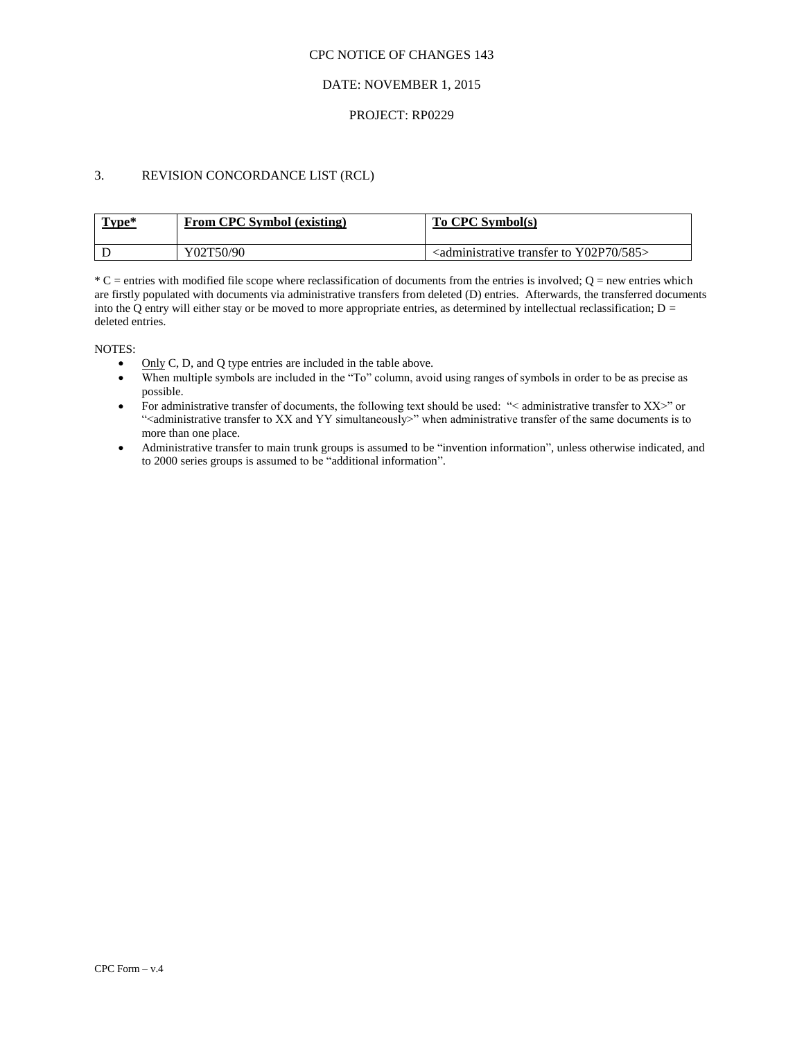CPC NOTICE OF CHANGES 143

DATE: NOVEMBER 1, 2015

PROJECT: RP0229

3. REVISION CONCORDANCE LIST (RCL)

| Type* | From CPC Symbol (existing) | To CPC Symbol(s) |
|---|---|---|
| D | Y02T50/90 | <administrative transfer to Y02P70/585> |

* C = entries with modified file scope where reclassification of documents from the entries is involved; Q = new entries which are firstly populated with documents via administrative transfers from deleted (D) entries. Afterwards, the transferred documents into the Q entry will either stay or be moved to more appropriate entries, as determined by intellectual reclassification; D = deleted entries.

NOTES:

- Only C, D, and Q type entries are included in the table above.
- When multiple symbols are included in the "To" column, avoid using ranges of symbols in order to be as precise as possible.
- For administrative transfer of documents, the following text should be used: "< administrative transfer to XX>" or "<administrative transfer to XX and YY simultaneously>" when administrative transfer of the same documents is to more than one place.
- Administrative transfer to main trunk groups is assumed to be "invention information", unless otherwise indicated, and to 2000 series groups is assumed to be "additional information".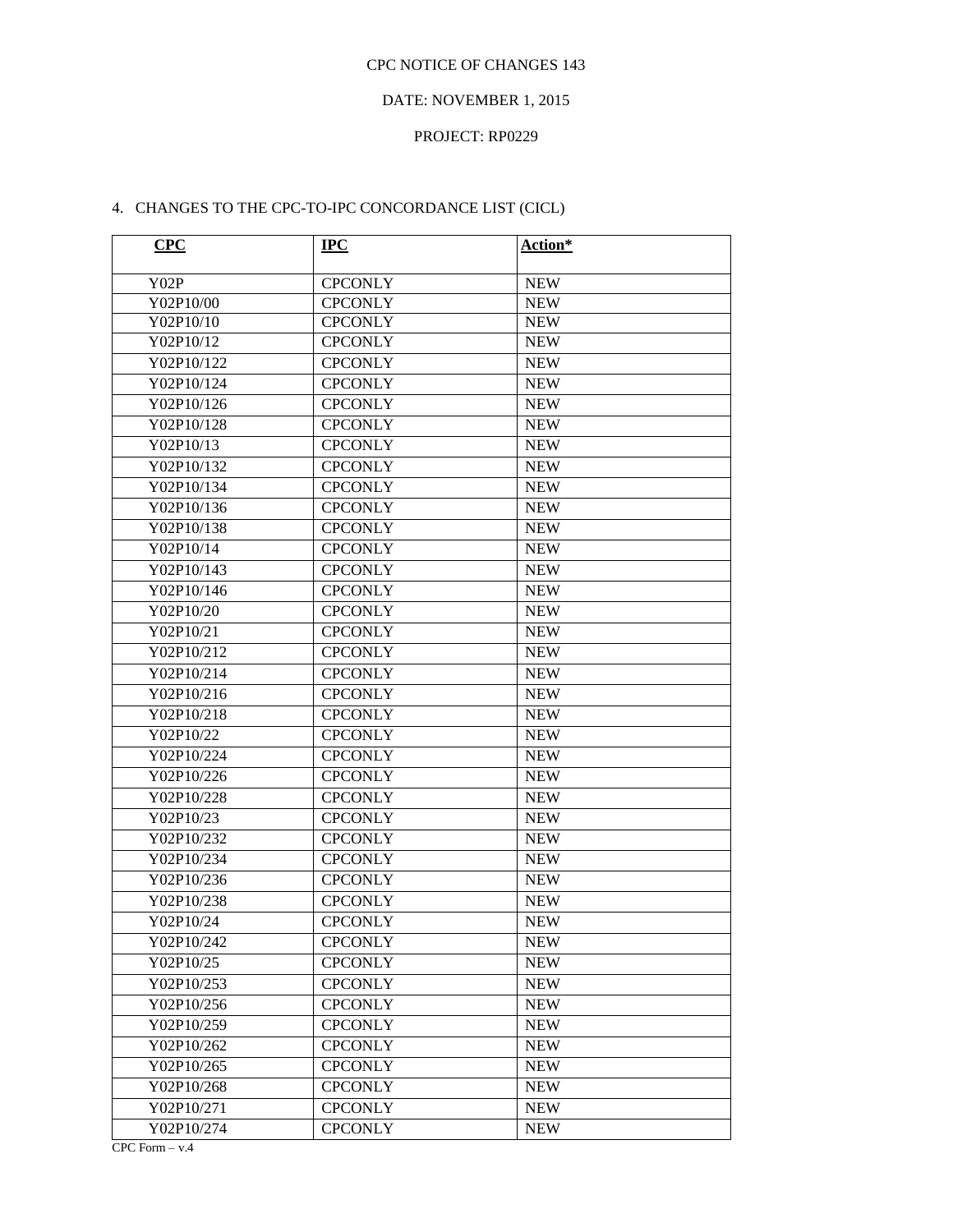CPC NOTICE OF CHANGES 143

DATE: NOVEMBER 1, 2015

PROJECT: RP0229

4. CHANGES TO THE CPC-TO-IPC CONCORDANCE LIST (CICL)

| **CPC** | **IPC** | **Action*** |
|---|---|---|
| Y02P | CPCONLY | NEW |
| Y02P10/00 | CPCONLY | NEW |
| Y02P10/10 | CPCONLY | NEW |
| Y02P10/12 | CPCONLY | NEW |
| Y02P10/122 | CPCONLY | NEW |
| Y02P10/124 | CPCONLY | NEW |
| Y02P10/126 | CPCONLY | NEW |
| Y02P10/128 | CPCONLY | NEW |
| Y02P10/13 | CPCONLY | NEW |
| Y02P10/132 | CPCONLY | NEW |
| Y02P10/134 | CPCONLY | NEW |
| Y02P10/136 | CPCONLY | NEW |
| Y02P10/138 | CPCONLY | NEW |
| Y02P10/14 | CPCONLY | NEW |
| Y02P10/143 | CPCONLY | NEW |
| Y02P10/146 | CPCONLY | NEW |
| Y02P10/20 | CPCONLY | NEW |
| Y02P10/21 | CPCONLY | NEW |
| Y02P10/212 | CPCONLY | NEW |
| Y02P10/214 | CPCONLY | NEW |
| Y02P10/216 | CPCONLY | NEW |
| Y02P10/218 | CPCONLY | NEW |
| Y02P10/22 | CPCONLY | NEW |
| Y02P10/224 | CPCONLY | NEW |
| Y02P10/226 | CPCONLY | NEW |
| Y02P10/228 | CPCONLY | NEW |
| Y02P10/23 | CPCONLY | NEW |
| Y02P10/232 | CPCONLY | NEW |
| Y02P10/234 | CPCONLY | NEW |
| Y02P10/236 | CPCONLY | NEW |
| Y02P10/238 | CPCONLY | NEW |
| Y02P10/24 | CPCONLY | NEW |
| Y02P10/242 | CPCONLY | NEW |
| Y02P10/25 | CPCONLY | NEW |
| Y02P10/253 | CPCONLY | NEW |
| Y02P10/256 | CPCONLY | NEW |
| Y02P10/259 | CPCONLY | NEW |
| Y02P10/262 | CPCONLY | NEW |
| Y02P10/265 | CPCONLY | NEW |
| Y02P10/268 | CPCONLY | NEW |
| Y02P10/271 | CPCONLY | NEW |
| Y02P10/274 | CPCONLY | NEW |

CPC Form – v.4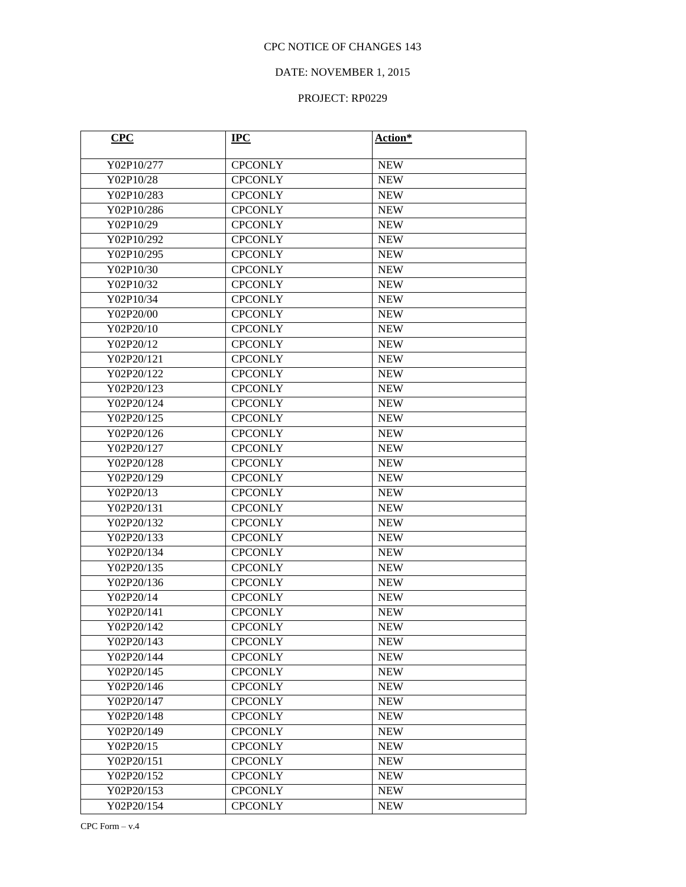CPC NOTICE OF CHANGES 143

DATE: NOVEMBER 1, 2015

PROJECT: RP0229

| CPC | IPC | Action* |
|---|---|---|
| Y02P10/277 | CPCONLY | NEW |
| Y02P10/28 | CPCONLY | NEW |
| Y02P10/283 | CPCONLY | NEW |
| Y02P10/286 | CPCONLY | NEW |
| Y02P10/29 | CPCONLY | NEW |
| Y02P10/292 | CPCONLY | NEW |
| Y02P10/295 | CPCONLY | NEW |
| Y02P10/30 | CPCONLY | NEW |
| Y02P10/32 | CPCONLY | NEW |
| Y02P10/34 | CPCONLY | NEW |
| Y02P20/00 | CPCONLY | NEW |
| Y02P20/10 | CPCONLY | NEW |
| Y02P20/12 | CPCONLY | NEW |
| Y02P20/121 | CPCONLY | NEW |
| Y02P20/122 | CPCONLY | NEW |
| Y02P20/123 | CPCONLY | NEW |
| Y02P20/124 | CPCONLY | NEW |
| Y02P20/125 | CPCONLY | NEW |
| Y02P20/126 | CPCONLY | NEW |
| Y02P20/127 | CPCONLY | NEW |
| Y02P20/128 | CPCONLY | NEW |
| Y02P20/129 | CPCONLY | NEW |
| Y02P20/13 | CPCONLY | NEW |
| Y02P20/131 | CPCONLY | NEW |
| Y02P20/132 | CPCONLY | NEW |
| Y02P20/133 | CPCONLY | NEW |
| Y02P20/134 | CPCONLY | NEW |
| Y02P20/135 | CPCONLY | NEW |
| Y02P20/136 | CPCONLY | NEW |
| Y02P20/14 | CPCONLY | NEW |
| Y02P20/141 | CPCONLY | NEW |
| Y02P20/142 | CPCONLY | NEW |
| Y02P20/143 | CPCONLY | NEW |
| Y02P20/144 | CPCONLY | NEW |
| Y02P20/145 | CPCONLY | NEW |
| Y02P20/146 | CPCONLY | NEW |
| Y02P20/147 | CPCONLY | NEW |
| Y02P20/148 | CPCONLY | NEW |
| Y02P20/149 | CPCONLY | NEW |
| Y02P20/15 | CPCONLY | NEW |
| Y02P20/151 | CPCONLY | NEW |
| Y02P20/152 | CPCONLY | NEW |
| Y02P20/153 | CPCONLY | NEW |
| Y02P20/154 | CPCONLY | NEW |

CPC Form – v.4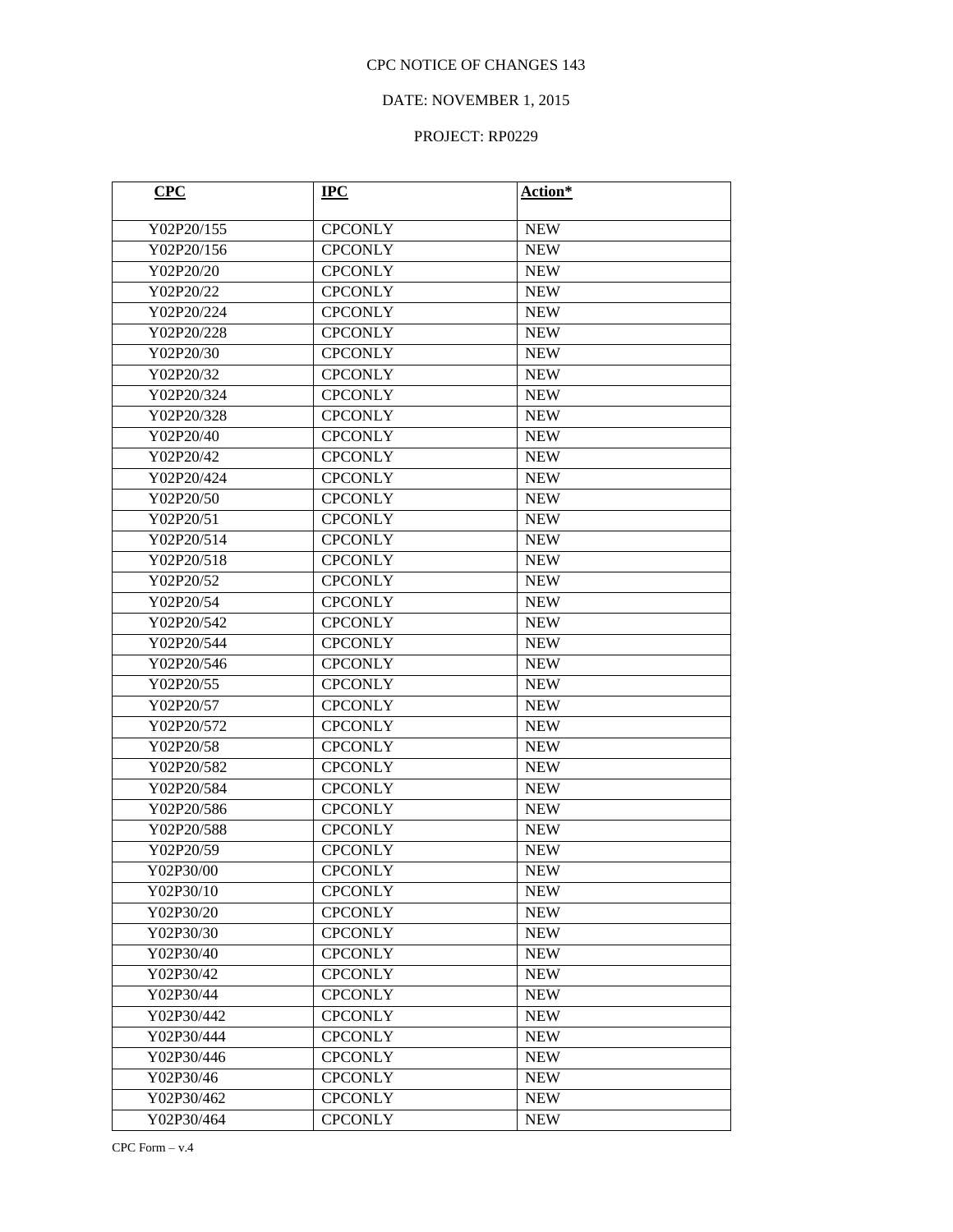CPC NOTICE OF CHANGES 143

DATE: NOVEMBER 1, 2015

PROJECT: RP0229

| CPC | IPC | Action* |
| --- | --- | --- |
| Y02P20/155 | CPCONLY | NEW |
| Y02P20/156 | CPCONLY | NEW |
| Y02P20/20 | CPCONLY | NEW |
| Y02P20/22 | CPCONLY | NEW |
| Y02P20/224 | CPCONLY | NEW |
| Y02P20/228 | CPCONLY | NEW |
| Y02P20/30 | CPCONLY | NEW |
| Y02P20/32 | CPCONLY | NEW |
| Y02P20/324 | CPCONLY | NEW |
| Y02P20/328 | CPCONLY | NEW |
| Y02P20/40 | CPCONLY | NEW |
| Y02P20/42 | CPCONLY | NEW |
| Y02P20/424 | CPCONLY | NEW |
| Y02P20/50 | CPCONLY | NEW |
| Y02P20/51 | CPCONLY | NEW |
| Y02P20/514 | CPCONLY | NEW |
| Y02P20/518 | CPCONLY | NEW |
| Y02P20/52 | CPCONLY | NEW |
| Y02P20/54 | CPCONLY | NEW |
| Y02P20/542 | CPCONLY | NEW |
| Y02P20/544 | CPCONLY | NEW |
| Y02P20/546 | CPCONLY | NEW |
| Y02P20/55 | CPCONLY | NEW |
| Y02P20/57 | CPCONLY | NEW |
| Y02P20/572 | CPCONLY | NEW |
| Y02P20/58 | CPCONLY | NEW |
| Y02P20/582 | CPCONLY | NEW |
| Y02P20/584 | CPCONLY | NEW |
| Y02P20/586 | CPCONLY | NEW |
| Y02P20/588 | CPCONLY | NEW |
| Y02P20/59 | CPCONLY | NEW |
| Y02P30/00 | CPCONLY | NEW |
| Y02P30/10 | CPCONLY | NEW |
| Y02P30/20 | CPCONLY | NEW |
| Y02P30/30 | CPCONLY | NEW |
| Y02P30/40 | CPCONLY | NEW |
| Y02P30/42 | CPCONLY | NEW |
| Y02P30/44 | CPCONLY | NEW |
| Y02P30/442 | CPCONLY | NEW |
| Y02P30/444 | CPCONLY | NEW |
| Y02P30/446 | CPCONLY | NEW |
| Y02P30/46 | CPCONLY | NEW |
| Y02P30/462 | CPCONLY | NEW |
| Y02P30/464 | CPCONLY | NEW |

CPC Form – v.4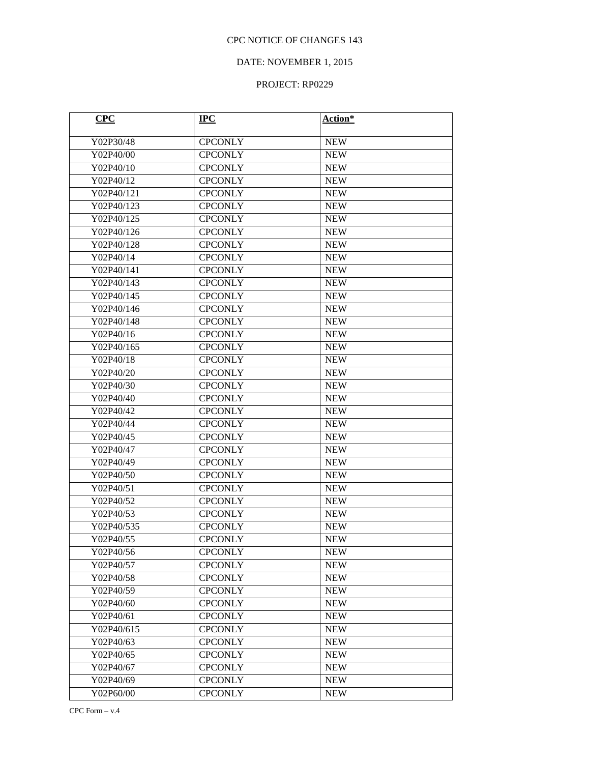CPC NOTICE OF CHANGES 143

DATE: NOVEMBER 1, 2015

PROJECT: RP0229

| CPC | IPC | Action* |
|---|---|---|
| Y02P30/48 | CPCONLY | NEW |
| Y02P40/00 | CPCONLY | NEW |
| Y02P40/10 | CPCONLY | NEW |
| Y02P40/12 | CPCONLY | NEW |
| Y02P40/121 | CPCONLY | NEW |
| Y02P40/123 | CPCONLY | NEW |
| Y02P40/125 | CPCONLY | NEW |
| Y02P40/126 | CPCONLY | NEW |
| Y02P40/128 | CPCONLY | NEW |
| Y02P40/14 | CPCONLY | NEW |
| Y02P40/141 | CPCONLY | NEW |
| Y02P40/143 | CPCONLY | NEW |
| Y02P40/145 | CPCONLY | NEW |
| Y02P40/146 | CPCONLY | NEW |
| Y02P40/148 | CPCONLY | NEW |
| Y02P40/16 | CPCONLY | NEW |
| Y02P40/165 | CPCONLY | NEW |
| Y02P40/18 | CPCONLY | NEW |
| Y02P40/20 | CPCONLY | NEW |
| Y02P40/30 | CPCONLY | NEW |
| Y02P40/40 | CPCONLY | NEW |
| Y02P40/42 | CPCONLY | NEW |
| Y02P40/44 | CPCONLY | NEW |
| Y02P40/45 | CPCONLY | NEW |
| Y02P40/47 | CPCONLY | NEW |
| Y02P40/49 | CPCONLY | NEW |
| Y02P40/50 | CPCONLY | NEW |
| Y02P40/51 | CPCONLY | NEW |
| Y02P40/52 | CPCONLY | NEW |
| Y02P40/53 | CPCONLY | NEW |
| Y02P40/535 | CPCONLY | NEW |
| Y02P40/55 | CPCONLY | NEW |
| Y02P40/56 | CPCONLY | NEW |
| Y02P40/57 | CPCONLY | NEW |
| Y02P40/58 | CPCONLY | NEW |
| Y02P40/59 | CPCONLY | NEW |
| Y02P40/60 | CPCONLY | NEW |
| Y02P40/61 | CPCONLY | NEW |
| Y02P40/615 | CPCONLY | NEW |
| Y02P40/63 | CPCONLY | NEW |
| Y02P40/65 | CPCONLY | NEW |
| Y02P40/67 | CPCONLY | NEW |
| Y02P40/69 | CPCONLY | NEW |
| Y02P60/00 | CPCONLY | NEW |

CPC Form – v.4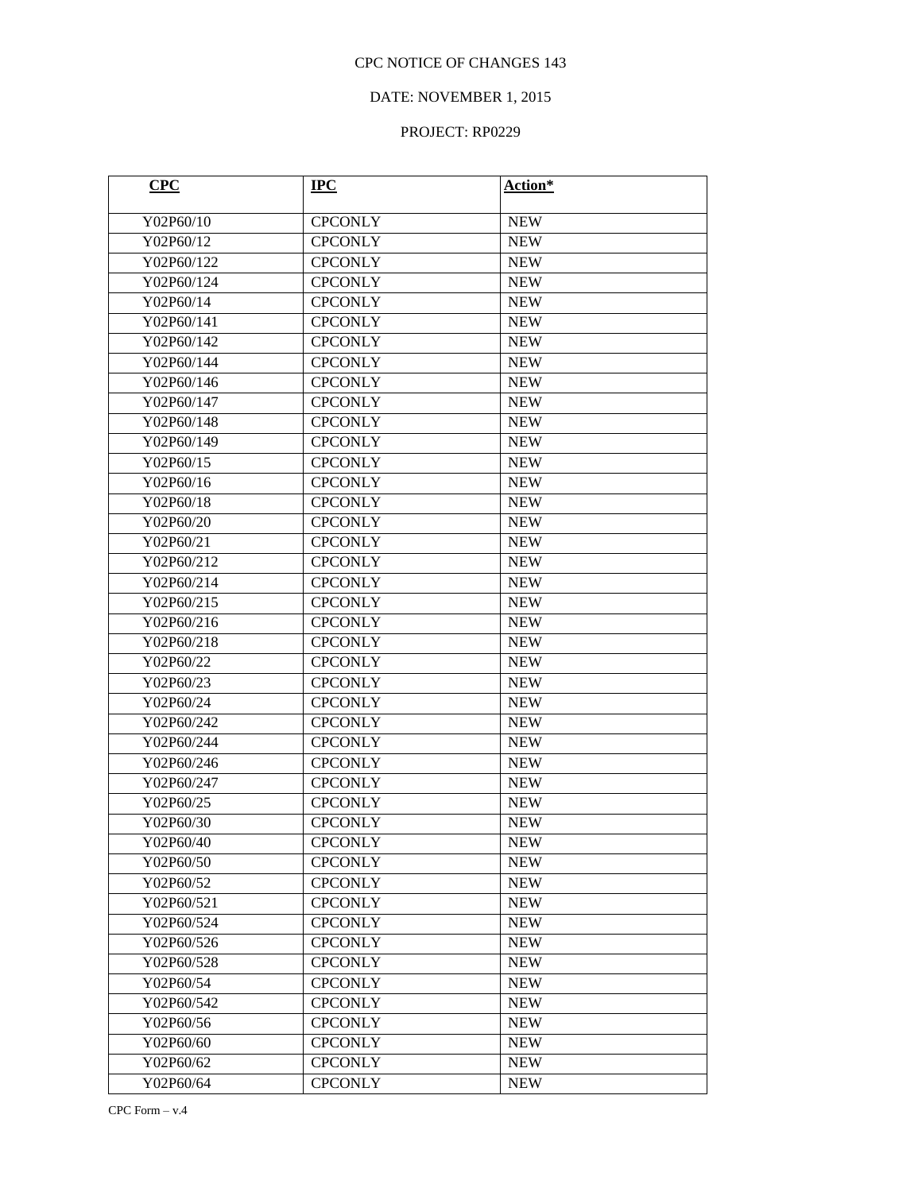CPC NOTICE OF CHANGES 143

DATE: NOVEMBER 1, 2015

PROJECT: RP0229

| CPC | IPC | Action* |
| --- | --- | --- |
| Y02P60/10 | CPCONLY | NEW |
| Y02P60/12 | CPCONLY | NEW |
| Y02P60/122 | CPCONLY | NEW |
| Y02P60/124 | CPCONLY | NEW |
| Y02P60/14 | CPCONLY | NEW |
| Y02P60/141 | CPCONLY | NEW |
| Y02P60/142 | CPCONLY | NEW |
| Y02P60/144 | CPCONLY | NEW |
| Y02P60/146 | CPCONLY | NEW |
| Y02P60/147 | CPCONLY | NEW |
| Y02P60/148 | CPCONLY | NEW |
| Y02P60/149 | CPCONLY | NEW |
| Y02P60/15 | CPCONLY | NEW |
| Y02P60/16 | CPCONLY | NEW |
| Y02P60/18 | CPCONLY | NEW |
| Y02P60/20 | CPCONLY | NEW |
| Y02P60/21 | CPCONLY | NEW |
| Y02P60/212 | CPCONLY | NEW |
| Y02P60/214 | CPCONLY | NEW |
| Y02P60/215 | CPCONLY | NEW |
| Y02P60/216 | CPCONLY | NEW |
| Y02P60/218 | CPCONLY | NEW |
| Y02P60/22 | CPCONLY | NEW |
| Y02P60/23 | CPCONLY | NEW |
| Y02P60/24 | CPCONLY | NEW |
| Y02P60/242 | CPCONLY | NEW |
| Y02P60/244 | CPCONLY | NEW |
| Y02P60/246 | CPCONLY | NEW |
| Y02P60/247 | CPCONLY | NEW |
| Y02P60/25 | CPCONLY | NEW |
| Y02P60/30 | CPCONLY | NEW |
| Y02P60/40 | CPCONLY | NEW |
| Y02P60/50 | CPCONLY | NEW |
| Y02P60/52 | CPCONLY | NEW |
| Y02P60/521 | CPCONLY | NEW |
| Y02P60/524 | CPCONLY | NEW |
| Y02P60/526 | CPCONLY | NEW |
| Y02P60/528 | CPCONLY | NEW |
| Y02P60/54 | CPCONLY | NEW |
| Y02P60/542 | CPCONLY | NEW |
| Y02P60/56 | CPCONLY | NEW |
| Y02P60/60 | CPCONLY | NEW |
| Y02P60/62 | CPCONLY | NEW |
| Y02P60/64 | CPCONLY | NEW |

CPC Form – v.4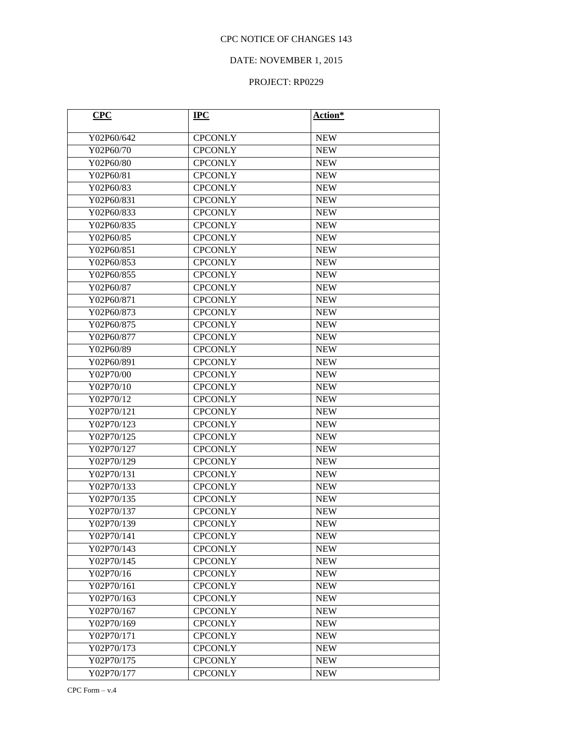CPC NOTICE OF CHANGES 143

DATE: NOVEMBER 1, 2015

PROJECT: RP0229

| CPC | IPC | Action* |
|---|---|---|
| Y02P60/642 | CPCONLY | NEW |
| Y02P60/70 | CPCONLY | NEW |
| Y02P60/80 | CPCONLY | NEW |
| Y02P60/81 | CPCONLY | NEW |
| Y02P60/83 | CPCONLY | NEW |
| Y02P60/831 | CPCONLY | NEW |
| Y02P60/833 | CPCONLY | NEW |
| Y02P60/835 | CPCONLY | NEW |
| Y02P60/85 | CPCONLY | NEW |
| Y02P60/851 | CPCONLY | NEW |
| Y02P60/853 | CPCONLY | NEW |
| Y02P60/855 | CPCONLY | NEW |
| Y02P60/87 | CPCONLY | NEW |
| Y02P60/871 | CPCONLY | NEW |
| Y02P60/873 | CPCONLY | NEW |
| Y02P60/875 | CPCONLY | NEW |
| Y02P60/877 | CPCONLY | NEW |
| Y02P60/89 | CPCONLY | NEW |
| Y02P60/891 | CPCONLY | NEW |
| Y02P70/00 | CPCONLY | NEW |
| Y02P70/10 | CPCONLY | NEW |
| Y02P70/12 | CPCONLY | NEW |
| Y02P70/121 | CPCONLY | NEW |
| Y02P70/123 | CPCONLY | NEW |
| Y02P70/125 | CPCONLY | NEW |
| Y02P70/127 | CPCONLY | NEW |
| Y02P70/129 | CPCONLY | NEW |
| Y02P70/131 | CPCONLY | NEW |
| Y02P70/133 | CPCONLY | NEW |
| Y02P70/135 | CPCONLY | NEW |
| Y02P70/137 | CPCONLY | NEW |
| Y02P70/139 | CPCONLY | NEW |
| Y02P70/141 | CPCONLY | NEW |
| Y02P70/143 | CPCONLY | NEW |
| Y02P70/145 | CPCONLY | NEW |
| Y02P70/16 | CPCONLY | NEW |
| Y02P70/161 | CPCONLY | NEW |
| Y02P70/163 | CPCONLY | NEW |
| Y02P70/167 | CPCONLY | NEW |
| Y02P70/169 | CPCONLY | NEW |
| Y02P70/171 | CPCONLY | NEW |
| Y02P70/173 | CPCONLY | NEW |
| Y02P70/175 | CPCONLY | NEW |
| Y02P70/177 | CPCONLY | NEW |

CPC Form – v.4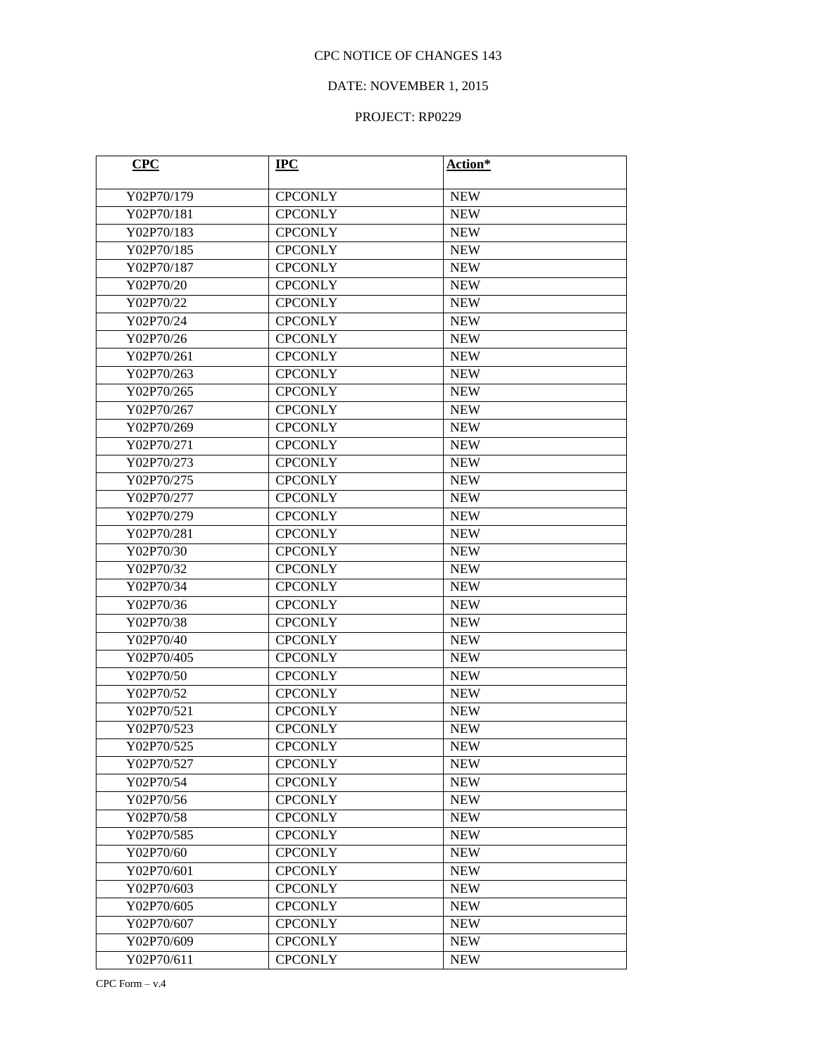CPC NOTICE OF CHANGES 143

DATE: NOVEMBER 1, 2015

PROJECT: RP0229

| CPC | IPC | Action* |
|---|---|---|
| Y02P70/179 | CPCONLY | NEW |
| Y02P70/181 | CPCONLY | NEW |
| Y02P70/183 | CPCONLY | NEW |
| Y02P70/185 | CPCONLY | NEW |
| Y02P70/187 | CPCONLY | NEW |
| Y02P70/20 | CPCONLY | NEW |
| Y02P70/22 | CPCONLY | NEW |
| Y02P70/24 | CPCONLY | NEW |
| Y02P70/26 | CPCONLY | NEW |
| Y02P70/261 | CPCONLY | NEW |
| Y02P70/263 | CPCONLY | NEW |
| Y02P70/265 | CPCONLY | NEW |
| Y02P70/267 | CPCONLY | NEW |
| Y02P70/269 | CPCONLY | NEW |
| Y02P70/271 | CPCONLY | NEW |
| Y02P70/273 | CPCONLY | NEW |
| Y02P70/275 | CPCONLY | NEW |
| Y02P70/277 | CPCONLY | NEW |
| Y02P70/279 | CPCONLY | NEW |
| Y02P70/281 | CPCONLY | NEW |
| Y02P70/30 | CPCONLY | NEW |
| Y02P70/32 | CPCONLY | NEW |
| Y02P70/34 | CPCONLY | NEW |
| Y02P70/36 | CPCONLY | NEW |
| Y02P70/38 | CPCONLY | NEW |
| Y02P70/40 | CPCONLY | NEW |
| Y02P70/405 | CPCONLY | NEW |
| Y02P70/50 | CPCONLY | NEW |
| Y02P70/52 | CPCONLY | NEW |
| Y02P70/521 | CPCONLY | NEW |
| Y02P70/523 | CPCONLY | NEW |
| Y02P70/525 | CPCONLY | NEW |
| Y02P70/527 | CPCONLY | NEW |
| Y02P70/54 | CPCONLY | NEW |
| Y02P70/56 | CPCONLY | NEW |
| Y02P70/58 | CPCONLY | NEW |
| Y02P70/585 | CPCONLY | NEW |
| Y02P70/60 | CPCONLY | NEW |
| Y02P70/601 | CPCONLY | NEW |
| Y02P70/603 | CPCONLY | NEW |
| Y02P70/605 | CPCONLY | NEW |
| Y02P70/607 | CPCONLY | NEW |
| Y02P70/609 | CPCONLY | NEW |
| Y02P70/611 | CPCONLY | NEW |

CPC Form – v.4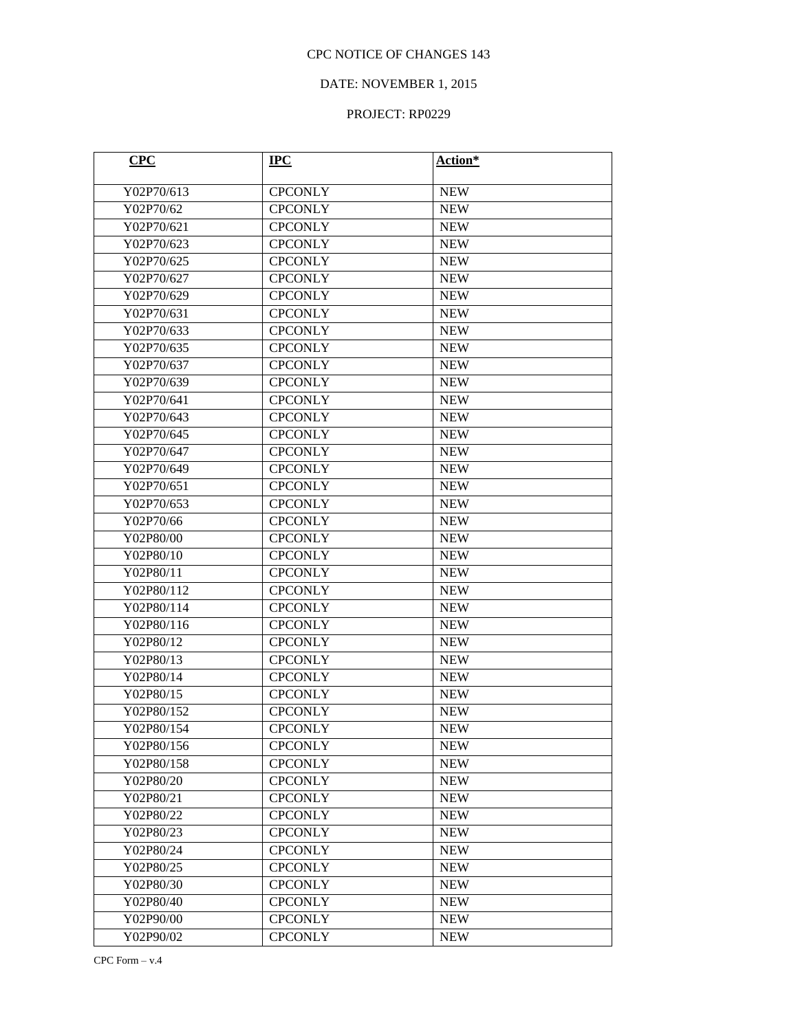CPC NOTICE OF CHANGES 143

DATE: NOVEMBER 1, 2015

PROJECT: RP0229

| CPC | IPC | Action* |
| --- | --- | --- |
| Y02P70/613 | CPCONLY | NEW |
| Y02P70/62 | CPCONLY | NEW |
| Y02P70/621 | CPCONLY | NEW |
| Y02P70/623 | CPCONLY | NEW |
| Y02P70/625 | CPCONLY | NEW |
| Y02P70/627 | CPCONLY | NEW |
| Y02P70/629 | CPCONLY | NEW |
| Y02P70/631 | CPCONLY | NEW |
| Y02P70/633 | CPCONLY | NEW |
| Y02P70/635 | CPCONLY | NEW |
| Y02P70/637 | CPCONLY | NEW |
| Y02P70/639 | CPCONLY | NEW |
| Y02P70/641 | CPCONLY | NEW |
| Y02P70/643 | CPCONLY | NEW |
| Y02P70/645 | CPCONLY | NEW |
| Y02P70/647 | CPCONLY | NEW |
| Y02P70/649 | CPCONLY | NEW |
| Y02P70/651 | CPCONLY | NEW |
| Y02P70/653 | CPCONLY | NEW |
| Y02P70/66 | CPCONLY | NEW |
| Y02P80/00 | CPCONLY | NEW |
| Y02P80/10 | CPCONLY | NEW |
| Y02P80/11 | CPCONLY | NEW |
| Y02P80/112 | CPCONLY | NEW |
| Y02P80/114 | CPCONLY | NEW |
| Y02P80/116 | CPCONLY | NEW |
| Y02P80/12 | CPCONLY | NEW |
| Y02P80/13 | CPCONLY | NEW |
| Y02P80/14 | CPCONLY | NEW |
| Y02P80/15 | CPCONLY | NEW |
| Y02P80/152 | CPCONLY | NEW |
| Y02P80/154 | CPCONLY | NEW |
| Y02P80/156 | CPCONLY | NEW |
| Y02P80/158 | CPCONLY | NEW |
| Y02P80/20 | CPCONLY | NEW |
| Y02P80/21 | CPCONLY | NEW |
| Y02P80/22 | CPCONLY | NEW |
| Y02P80/23 | CPCONLY | NEW |
| Y02P80/24 | CPCONLY | NEW |
| Y02P80/25 | CPCONLY | NEW |
| Y02P80/30 | CPCONLY | NEW |
| Y02P80/40 | CPCONLY | NEW |
| Y02P90/00 | CPCONLY | NEW |
| Y02P90/02 | CPCONLY | NEW |

CPC Form – v.4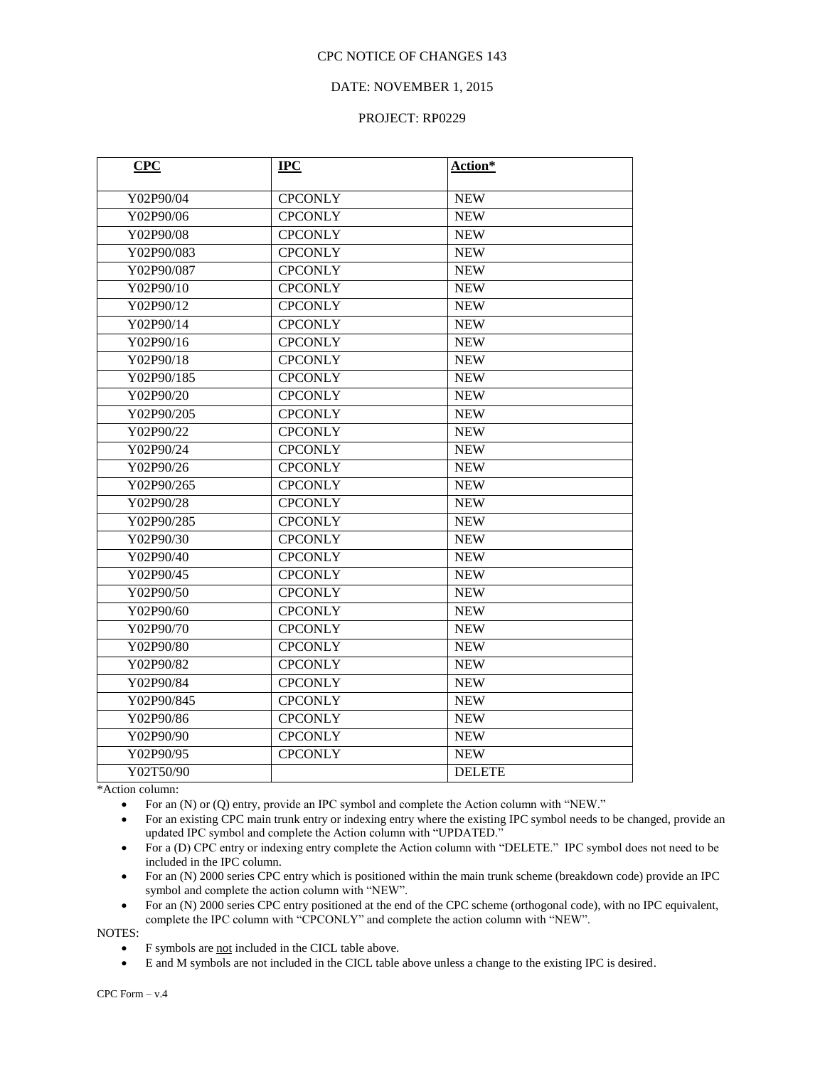CPC NOTICE OF CHANGES 143

DATE: NOVEMBER 1, 2015

PROJECT: RP0229

| CPC | IPC | Action* |
|---|---|---|
| Y02P90/04 | CPCONLY | NEW |
| Y02P90/06 | CPCONLY | NEW |
| Y02P90/08 | CPCONLY | NEW |
| Y02P90/083 | CPCONLY | NEW |
| Y02P90/087 | CPCONLY | NEW |
| Y02P90/10 | CPCONLY | NEW |
| Y02P90/12 | CPCONLY | NEW |
| Y02P90/14 | CPCONLY | NEW |
| Y02P90/16 | CPCONLY | NEW |
| Y02P90/18 | CPCONLY | NEW |
| Y02P90/185 | CPCONLY | NEW |
| Y02P90/20 | CPCONLY | NEW |
| Y02P90/205 | CPCONLY | NEW |
| Y02P90/22 | CPCONLY | NEW |
| Y02P90/24 | CPCONLY | NEW |
| Y02P90/26 | CPCONLY | NEW |
| Y02P90/265 | CPCONLY | NEW |
| Y02P90/28 | CPCONLY | NEW |
| Y02P90/285 | CPCONLY | NEW |
| Y02P90/30 | CPCONLY | NEW |
| Y02P90/40 | CPCONLY | NEW |
| Y02P90/45 | CPCONLY | NEW |
| Y02P90/50 | CPCONLY | NEW |
| Y02P90/60 | CPCONLY | NEW |
| Y02P90/70 | CPCONLY | NEW |
| Y02P90/80 | CPCONLY | NEW |
| Y02P90/82 | CPCONLY | NEW |
| Y02P90/84 | CPCONLY | NEW |
| Y02P90/845 | CPCONLY | NEW |
| Y02P90/86 | CPCONLY | NEW |
| Y02P90/90 | CPCONLY | NEW |
| Y02P90/95 | CPCONLY | NEW |
| Y02T50/90 | | DELETE |

*Action column:

- For an (N) or (Q) entry, provide an IPC symbol and complete the Action column with "NEW."
- For an existing CPC main trunk entry or indexing entry where the existing IPC symbol needs to be changed, provide an updated IPC symbol and complete the Action column with "UPDATED."
- For a (D) CPC entry or indexing entry complete the Action column with "DELETE." IPC symbol does not need to be included in the IPC column.
- For an (N) 2000 series CPC entry which is positioned within the main trunk scheme (breakdown code) provide an IPC symbol and complete the action column with "NEW".
- For an (N) 2000 series CPC entry positioned at the end of the CPC scheme (orthogonal code), with no IPC equivalent, complete the IPC column with "CPCONLY" and complete the action column with "NEW".

NOTES:

- F symbols are not included in the CICL table above.
- E and M symbols are not included in the CICL table above unless a change to the existing IPC is desired.

CPC Form – v.4